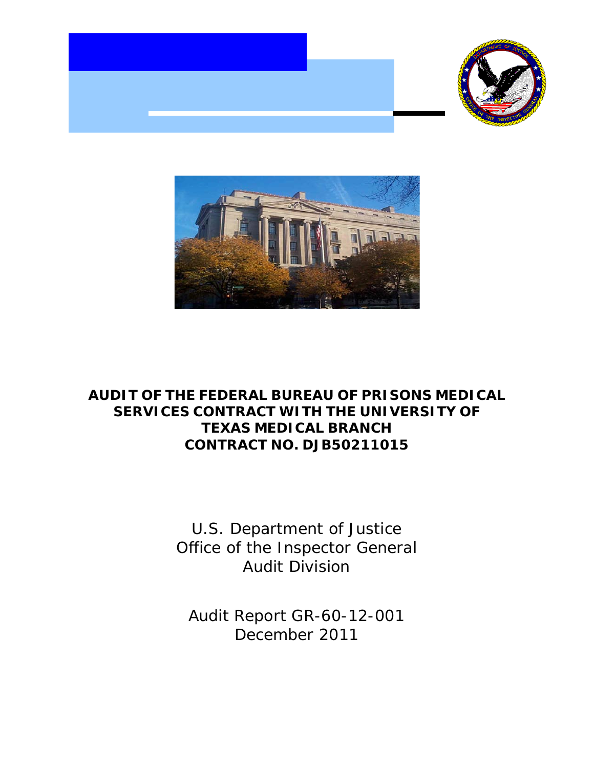# AUDIT OF THE FEDERAL BUREAU OF PRISONS MEDICAL SERVICES CONTRACT WITH THE UNIVERSITY OF TEXAS MEDICAL BRANCH CONTRACT NO. DJB50211015

U.S. Department of Justice
Office of the Inspector General
Audit Division

Audit Report GR-60-12-001
December 2011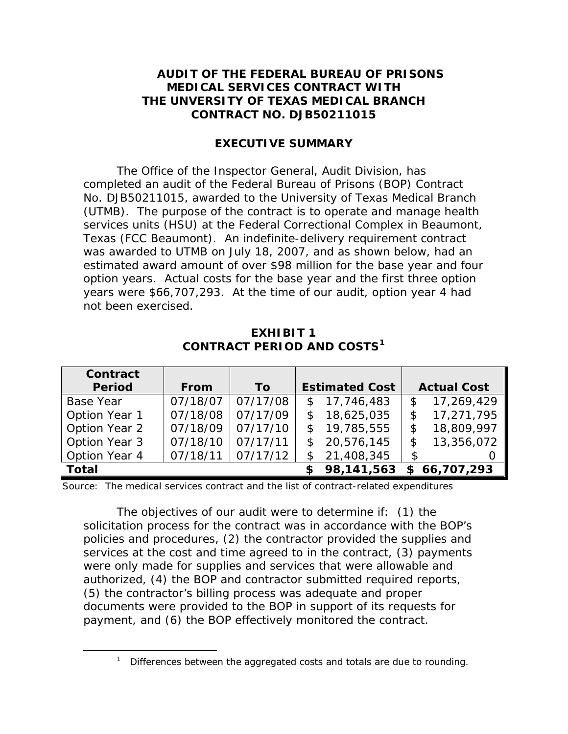# AUDIT OF THE FEDERAL BUREAU OF PRISONS MEDICAL SERVICES CONTRACT WITH THE UNVERSITY OF TEXAS MEDICAL BRANCH CONTRACT NO. DJB50211015

## EXECUTIVE SUMMARY

The Office of the Inspector General, Audit Division, has completed an audit of the Federal Bureau of Prisons (BOP) Contract No. DJB50211015, awarded to the University of Texas Medical Branch (UTMB). The purpose of the contract is to operate and manage health services units (HSU) at the Federal Correctional Complex in Beaumont, Texas (FCC Beaumont). An indefinite-delivery requirement contract was awarded to UTMB on July 18, 2007, and as shown below, had an estimated award amount of over $98 million for the base year and four option years. Actual costs for the base year and the first three option years were $66,707,293. At the time of our audit, option year 4 had not been exercised.

**EXHIBIT 1**
**CONTRACT PERIOD AND COSTS[1]**

| Contract Period | From | To | Estimated Cost | Actual Cost |
|---|---|---|---|---|
| Base Year | 07/18/07 | 07/17/08 | $ 17,746,483 | $ 17,269,429 |
| Option Year 1 | 07/18/08 | 07/17/09 | $ 18,625,035 | $ 17,271,795 |
| Option Year 2 | 07/18/09 | 07/17/10 | $ 19,785,555 | $ 18,809,997 |
| Option Year 3 | 07/18/10 | 07/17/11 | $ 20,576,145 | $ 13,356,072 |
| Option Year 4 | 07/18/11 | 07/17/12 | $ 21,408,345 | $ 0 |
| **Total** | | | **$ 98,141,563** | **$ 66,707,293** |

Source: The medical services contract and the list of contract-related expenditures

The objectives of our audit were to determine if: (1) the solicitation process for the contract was in accordance with the BOP's policies and procedures, (2) the contractor provided the supplies and services at the cost and time agreed to in the contract, (3) payments were only made for supplies and services that were allowable and authorized, (4) the BOP and contractor submitted required reports, (5) the contractor's billing process was adequate and proper documents were provided to the BOP in support of its requests for payment, and (6) the BOP effectively monitored the contract.

---

[1] Differences between the aggregated costs and totals are due to rounding.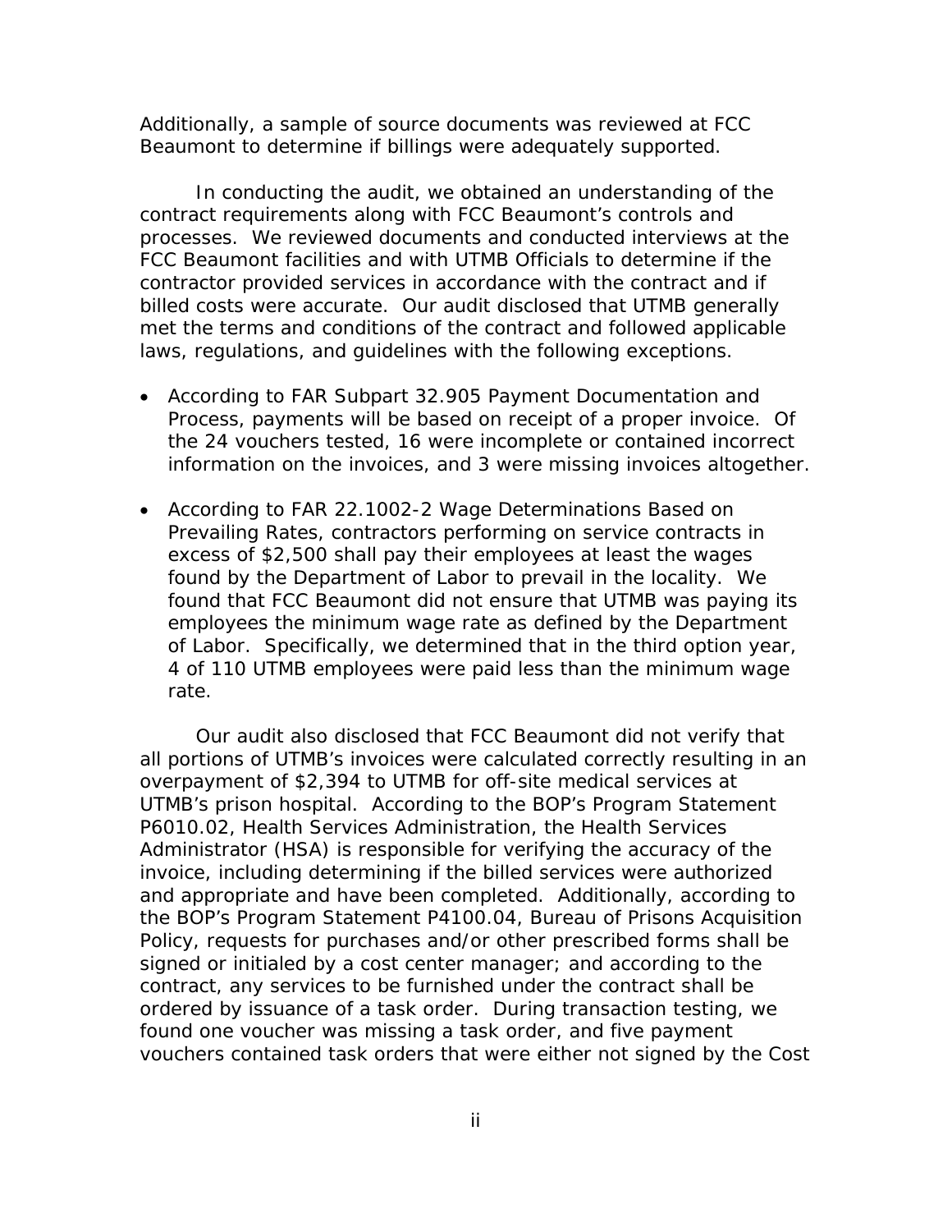Additionally, a sample of source documents was reviewed at FCC Beaumont to determine if billings were adequately supported.

In conducting the audit, we obtained an understanding of the contract requirements along with FCC Beaumont's controls and processes. We reviewed documents and conducted interviews at the FCC Beaumont facilities and with UTMB Officials to determine if the contractor provided services in accordance with the contract and if billed costs were accurate. Our audit disclosed that UTMB generally met the terms and conditions of the contract and followed applicable laws, regulations, and guidelines with the following exceptions.

- According to FAR Subpart 32.905 Payment Documentation and Process, payments will be based on receipt of a proper invoice. Of the 24 vouchers tested, 16 were incomplete or contained incorrect information on the invoices, and 3 were missing invoices altogether.
- According to FAR 22.1002-2 Wage Determinations Based on Prevailing Rates, contractors performing on service contracts in excess of $2,500 shall pay their employees at least the wages found by the Department of Labor to prevail in the locality. We found that FCC Beaumont did not ensure that UTMB was paying its employees the minimum wage rate as defined by the Department of Labor. Specifically, we determined that in the third option year, 4 of 110 UTMB employees were paid less than the minimum wage rate.

Our audit also disclosed that FCC Beaumont did not verify that all portions of UTMB's invoices were calculated correctly resulting in an overpayment of $2,394 to UTMB for off-site medical services at UTMB's prison hospital. According to the BOP's Program Statement P6010.02, Health Services Administration, the Health Services Administrator (HSA) is responsible for verifying the accuracy of the invoice, including determining if the billed services were authorized and appropriate and have been completed. Additionally, according to the BOP's Program Statement P4100.04, Bureau of Prisons Acquisition Policy, requests for purchases and/or other prescribed forms shall be signed or initialed by a cost center manager; and according to the contract, any services to be furnished under the contract shall be ordered by issuance of a task order. During transaction testing, we found one voucher was missing a task order, and five payment vouchers contained task orders that were either not signed by the Cost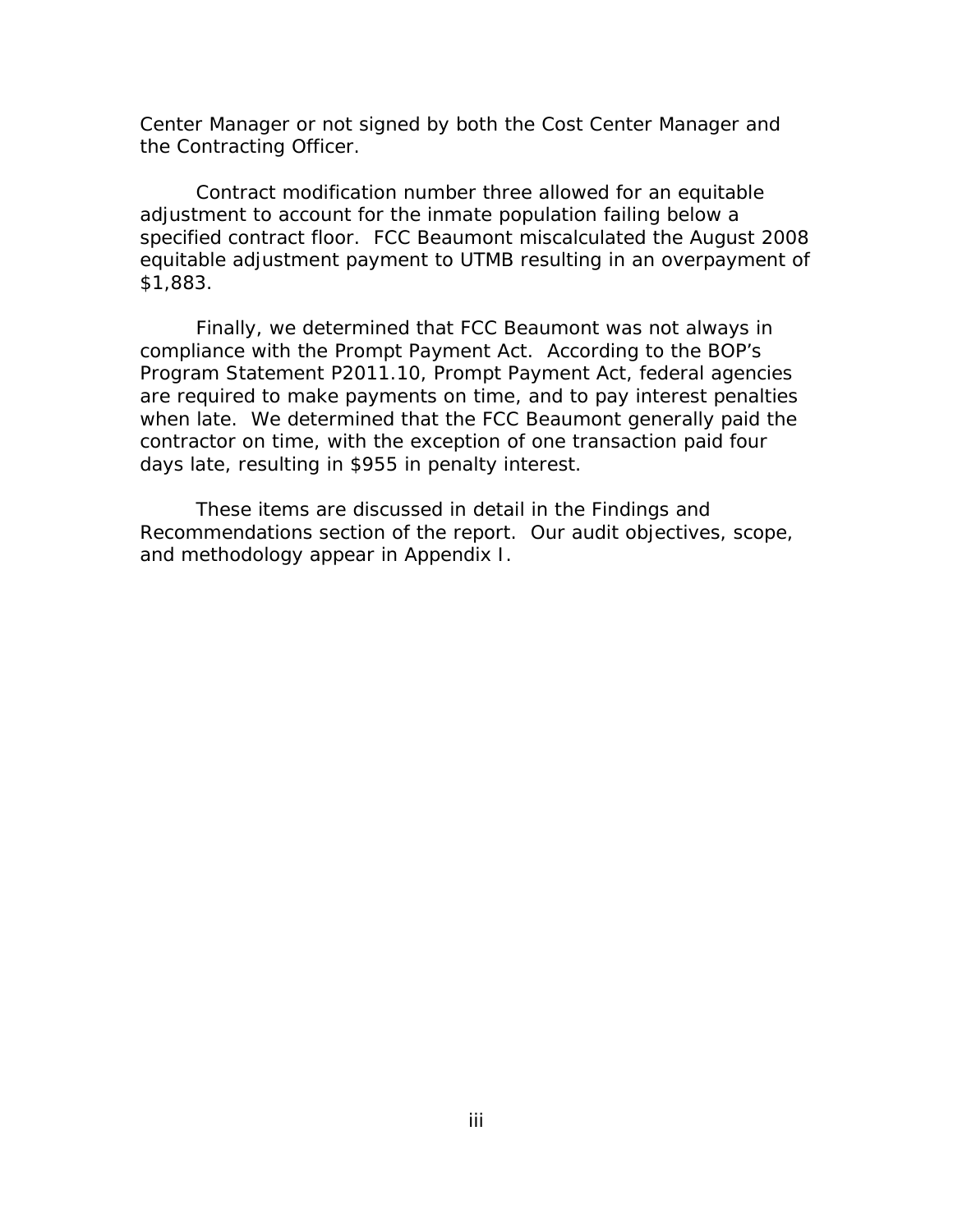Center Manager or not signed by both the Cost Center Manager and the Contracting Officer.

Contract modification number three allowed for an equitable adjustment to account for the inmate population failing below a specified contract floor. FCC Beaumont miscalculated the August 2008 equitable adjustment payment to UTMB resulting in an overpayment of $1,883.

Finally, we determined that FCC Beaumont was not always in compliance with the Prompt Payment Act. According to the BOP's Program Statement P2011.10, Prompt Payment Act, federal agencies are required to make payments on time, and to pay interest penalties when late. We determined that the FCC Beaumont generally paid the contractor on time, with the exception of one transaction paid four days late, resulting in $955 in penalty interest.

These items are discussed in detail in the Findings and Recommendations section of the report. Our audit objectives, scope, and methodology appear in Appendix I.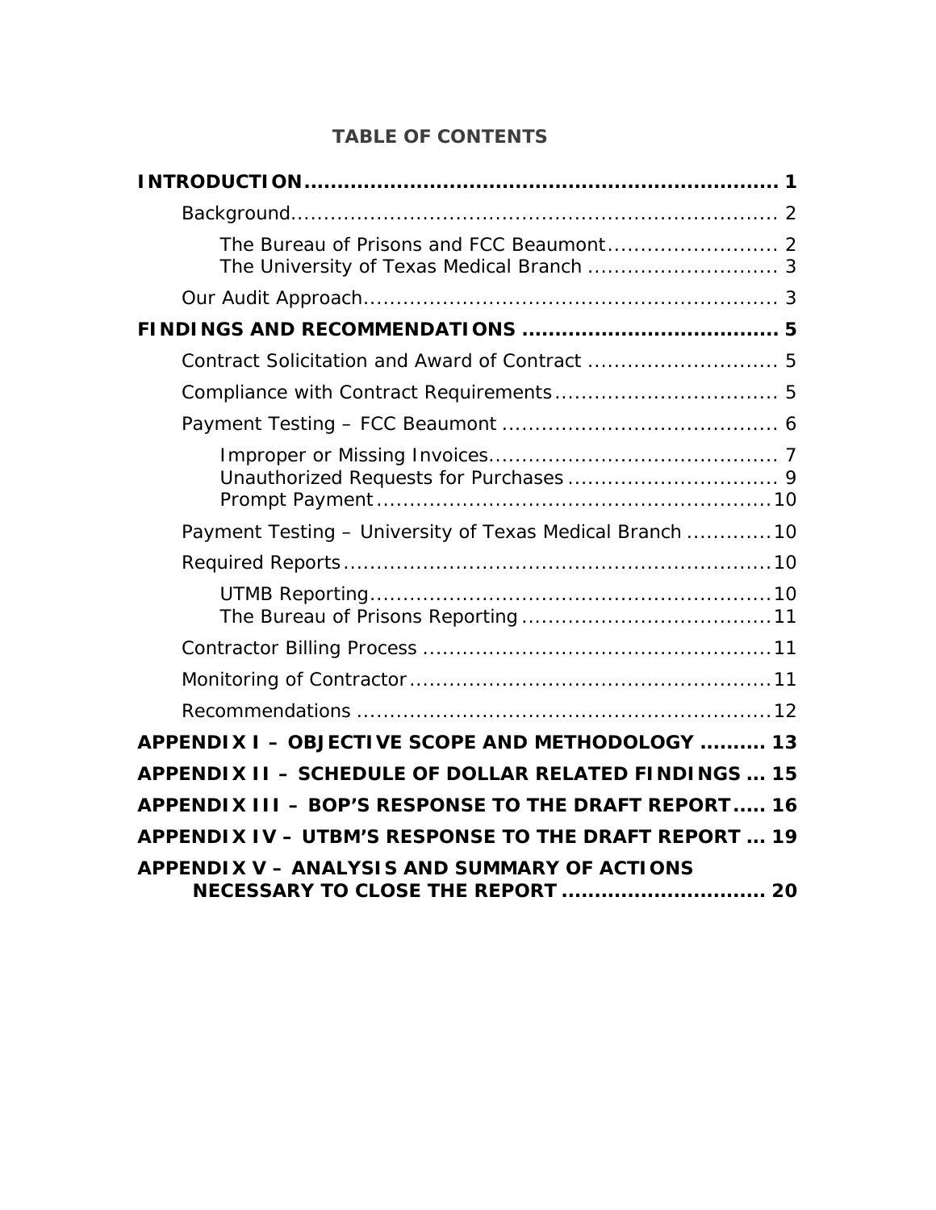## TABLE OF CONTENTS

**INTRODUCTION** .......... 1

- Background .......... 2
  - The Bureau of Prisons and FCC Beaumont .......... 2
  - The University of Texas Medical Branch .......... 3
- Our Audit Approach .......... 3

**FINDINGS AND RECOMMENDATIONS** .......... 5

- Contract Solicitation and Award of Contract .......... 5
- Compliance with Contract Requirements .......... 5
- Payment Testing – FCC Beaumont .......... 6
  - Improper or Missing Invoices .......... 7
  - Unauthorized Requests for Purchases .......... 9
  - Prompt Payment .......... 10
- Payment Testing – University of Texas Medical Branch .......... 10
- Required Reports .......... 10
  - UTMB Reporting .......... 10
  - The Bureau of Prisons Reporting .......... 11
- Contractor Billing Process .......... 11
- Monitoring of Contractor .......... 11
- Recommendations .......... 12

**APPENDIX I – OBJECTIVE SCOPE AND METHODOLOGY** .......... 13

**APPENDIX II – SCHEDULE OF DOLLAR RELATED FINDINGS** .......... 15

**APPENDIX III – BOP'S RESPONSE TO THE DRAFT REPORT** .......... 16

**APPENDIX IV – UTBM'S RESPONSE TO THE DRAFT REPORT** .......... 19

**APPENDIX V – ANALYSIS AND SUMMARY OF ACTIONS NECESSARY TO CLOSE THE REPORT** .......... 20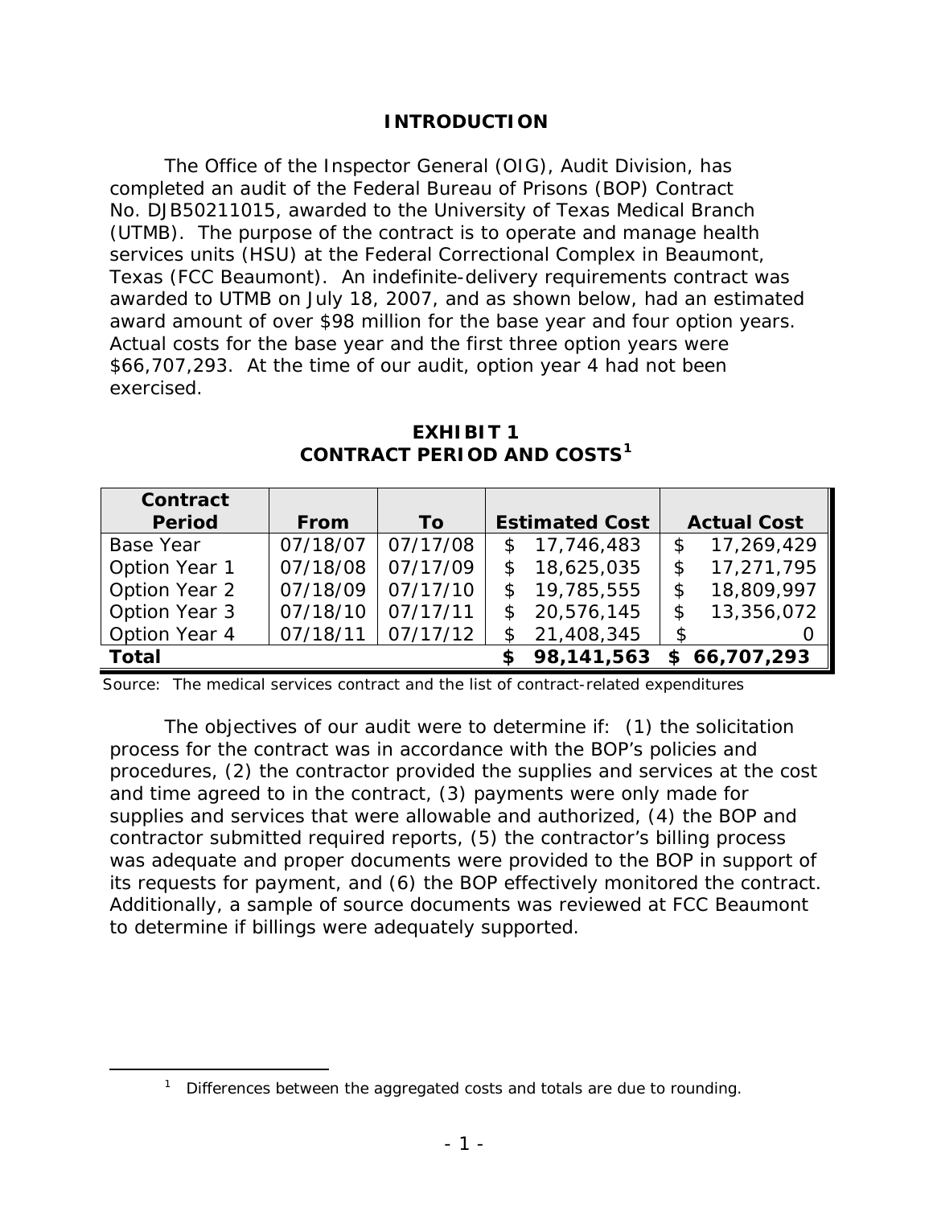# INTRODUCTION

The Office of the Inspector General (OIG), Audit Division, has completed an audit of the Federal Bureau of Prisons (BOP) Contract No. DJB50211015, awarded to the University of Texas Medical Branch (UTMB). The purpose of the contract is to operate and manage health services units (HSU) at the Federal Correctional Complex in Beaumont, Texas (FCC Beaumont). An indefinite-delivery requirements contract was awarded to UTMB on July 18, 2007, and as shown below, had an estimated award amount of over $98 million for the base year and four option years. Actual costs for the base year and the first three option years were $66,707,293. At the time of our audit, option year 4 had not been exercised.

**EXHIBIT 1**
**CONTRACT PERIOD AND COSTS**[1]

| Contract Period | From | To | Estimated Cost | Actual Cost |
|---|---|---|---|---|
| Base Year | 07/18/07 | 07/17/08 | $ 17,746,483 | $ 17,269,429 |
| Option Year 1 | 07/18/08 | 07/17/09 | $ 18,625,035 | $ 17,271,795 |
| Option Year 2 | 07/18/09 | 07/17/10 | $ 19,785,555 | $ 18,809,997 |
| Option Year 3 | 07/18/10 | 07/17/11 | $ 20,576,145 | $ 13,356,072 |
| Option Year 4 | 07/18/11 | 07/17/12 | $ 21,408,345 | $ 0 |
| **Total** | | | **$ 98,141,563** | **$ 66,707,293** |

Source: The medical services contract and the list of contract-related expenditures

The objectives of our audit were to determine if: (1) the solicitation process for the contract was in accordance with the BOP's policies and procedures, (2) the contractor provided the supplies and services at the cost and time agreed to in the contract, (3) payments were only made for supplies and services that were allowable and authorized, (4) the BOP and contractor submitted required reports, (5) the contractor's billing process was adequate and proper documents were provided to the BOP in support of its requests for payment, and (6) the BOP effectively monitored the contract. Additionally, a sample of source documents was reviewed at FCC Beaumont to determine if billings were adequately supported.

[1] Differences between the aggregated costs and totals are due to rounding.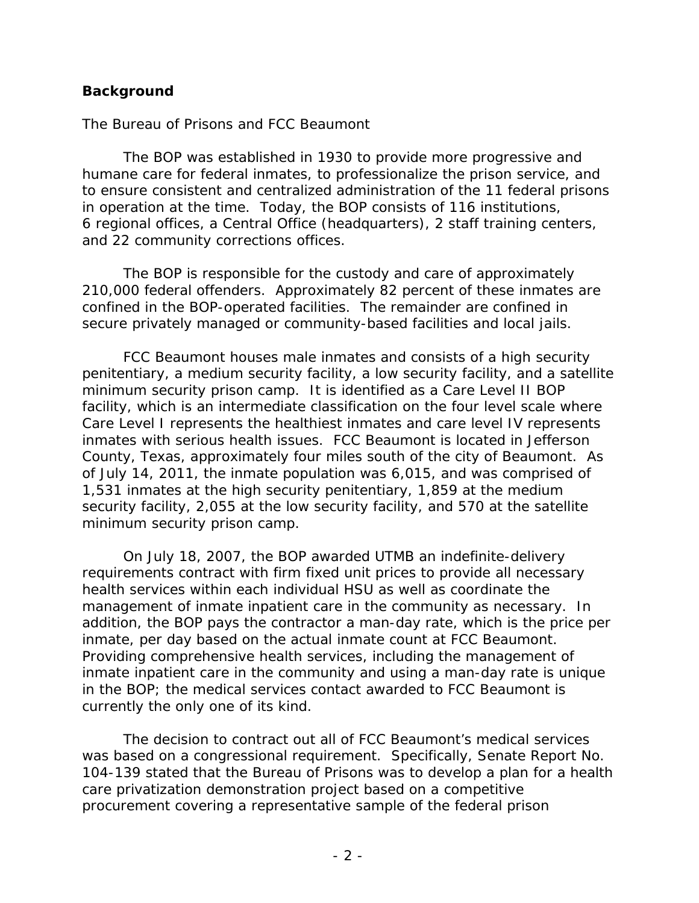## Background

The Bureau of Prisons and FCC Beaumont

The BOP was established in 1930 to provide more progressive and humane care for federal inmates, to professionalize the prison service, and to ensure consistent and centralized administration of the 11 federal prisons in operation at the time. Today, the BOP consists of 116 institutions, 6 regional offices, a Central Office (headquarters), 2 staff training centers, and 22 community corrections offices.

The BOP is responsible for the custody and care of approximately 210,000 federal offenders. Approximately 82 percent of these inmates are confined in the BOP-operated facilities. The remainder are confined in secure privately managed or community-based facilities and local jails.

FCC Beaumont houses male inmates and consists of a high security penitentiary, a medium security facility, a low security facility, and a satellite minimum security prison camp. It is identified as a Care Level II BOP facility, which is an intermediate classification on the four level scale where Care Level I represents the healthiest inmates and care level IV represents inmates with serious health issues. FCC Beaumont is located in Jefferson County, Texas, approximately four miles south of the city of Beaumont. As of July 14, 2011, the inmate population was 6,015, and was comprised of 1,531 inmates at the high security penitentiary, 1,859 at the medium security facility, 2,055 at the low security facility, and 570 at the satellite minimum security prison camp.

On July 18, 2007, the BOP awarded UTMB an indefinite-delivery requirements contract with firm fixed unit prices to provide all necessary health services within each individual HSU as well as coordinate the management of inmate inpatient care in the community as necessary. In addition, the BOP pays the contractor a man-day rate, which is the price per inmate, per day based on the actual inmate count at FCC Beaumont. Providing comprehensive health services, including the management of inmate inpatient care in the community and using a man-day rate is unique in the BOP; the medical services contact awarded to FCC Beaumont is currently the only one of its kind.

The decision to contract out all of FCC Beaumont's medical services was based on a congressional requirement. Specifically, Senate Report No. 104-139 stated that the Bureau of Prisons was to develop a plan for a health care privatization demonstration project based on a competitive procurement covering a representative sample of the federal prison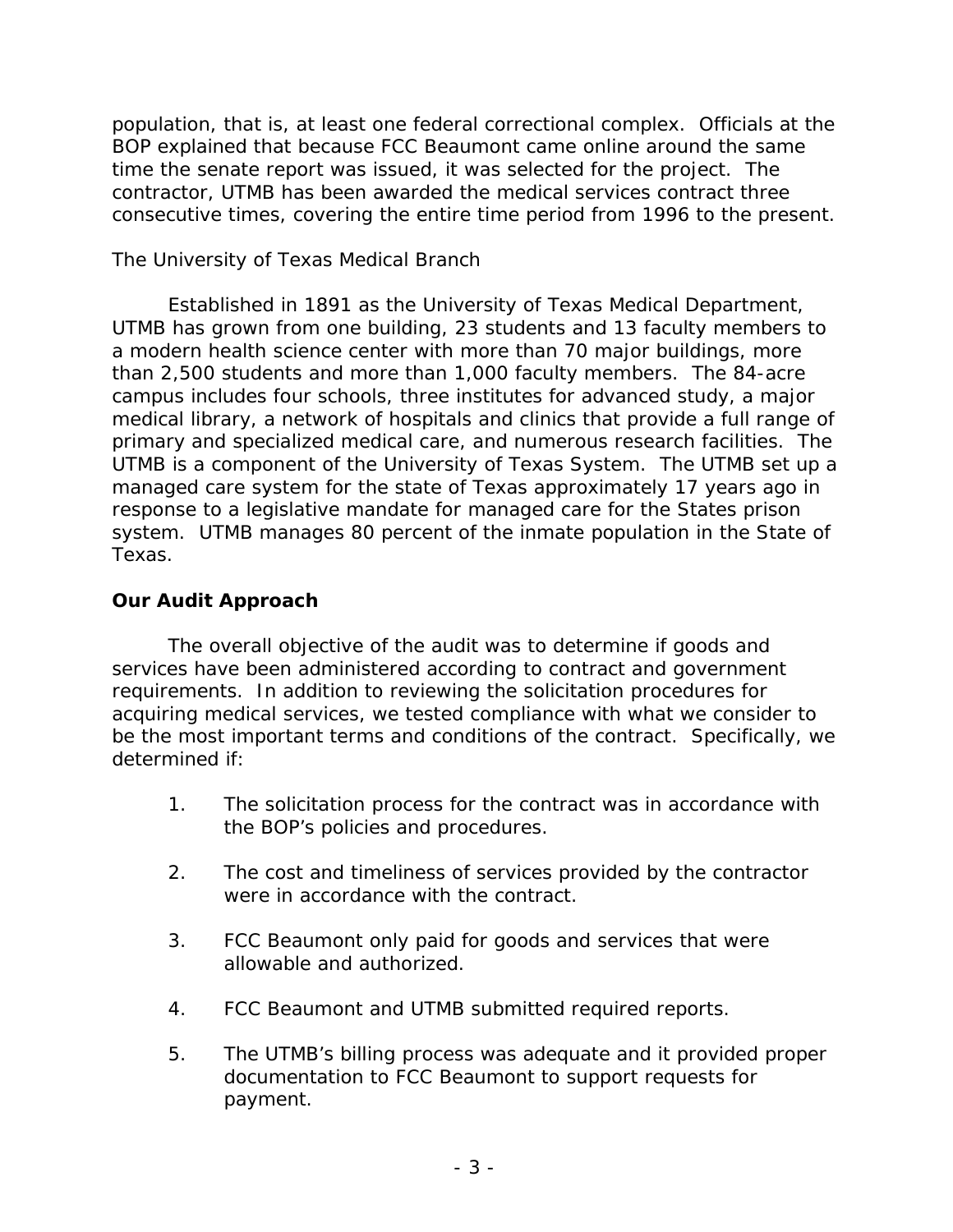population, that is, at least one federal correctional complex. Officials at the BOP explained that because FCC Beaumont came online around the same time the senate report was issued, it was selected for the project. The contractor, UTMB has been awarded the medical services contract three consecutive times, covering the entire time period from 1996 to the present.

The University of Texas Medical Branch

Established in 1891 as the University of Texas Medical Department, UTMB has grown from one building, 23 students and 13 faculty members to a modern health science center with more than 70 major buildings, more than 2,500 students and more than 1,000 faculty members. The 84-acre campus includes four schools, three institutes for advanced study, a major medical library, a network of hospitals and clinics that provide a full range of primary and specialized medical care, and numerous research facilities. The UTMB is a component of the University of Texas System. The UTMB set up a managed care system for the state of Texas approximately 17 years ago in response to a legislative mandate for managed care for the States prison system. UTMB manages 80 percent of the inmate population in the State of Texas.

## Our Audit Approach

The overall objective of the audit was to determine if goods and services have been administered according to contract and government requirements. In addition to reviewing the solicitation procedures for acquiring medical services, we tested compliance with what we consider to be the most important terms and conditions of the contract. Specifically, we determined if:

1. The solicitation process for the contract was in accordance with the BOP's policies and procedures.

2. The cost and timeliness of services provided by the contractor were in accordance with the contract.

3. FCC Beaumont only paid for goods and services that were allowable and authorized.

4. FCC Beaumont and UTMB submitted required reports.

5. The UTMB's billing process was adequate and it provided proper documentation to FCC Beaumont to support requests for payment.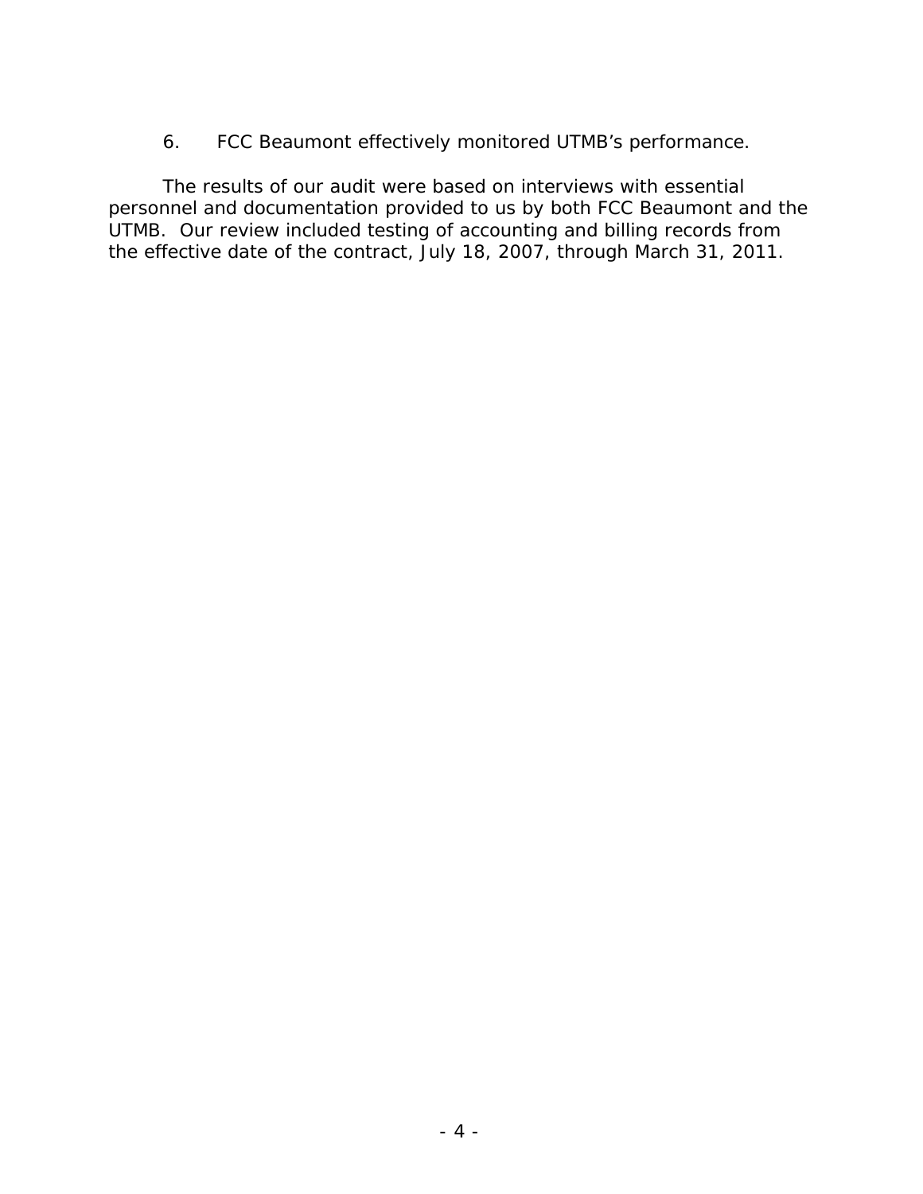6. FCC Beaumont effectively monitored UTMB's performance.

The results of our audit were based on interviews with essential personnel and documentation provided to us by both FCC Beaumont and the UTMB. Our review included testing of accounting and billing records from the effective date of the contract, July 18, 2007, through March 31, 2011.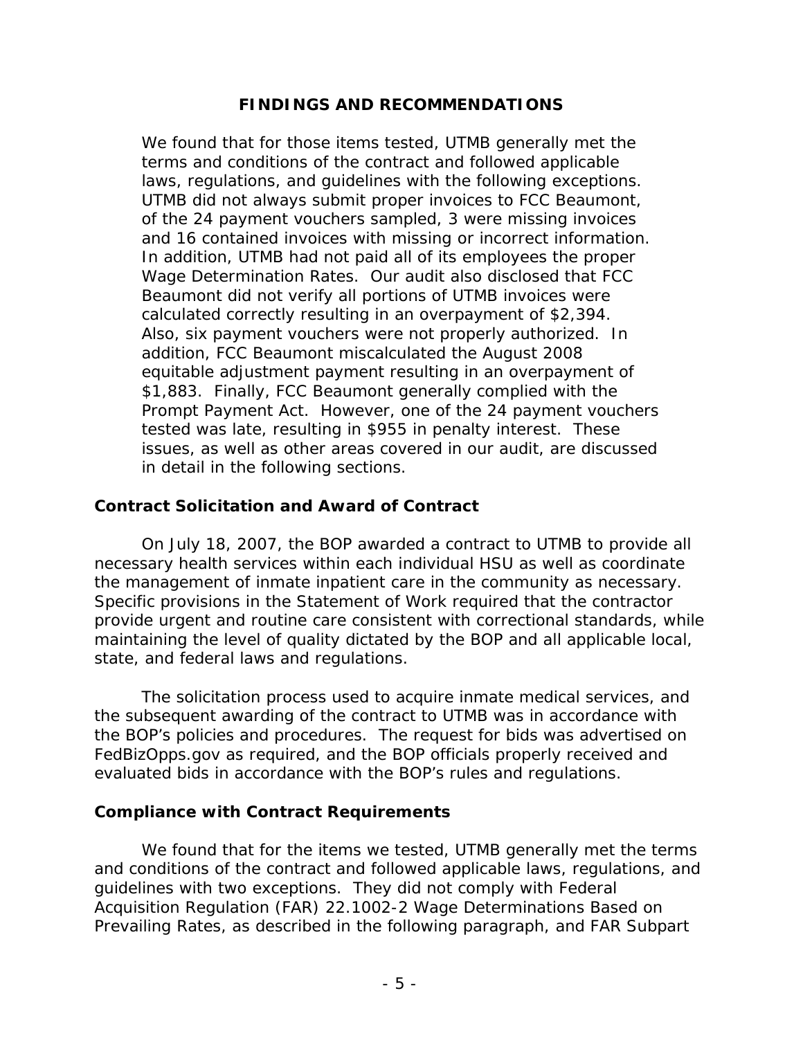## FINDINGS AND RECOMMENDATIONS

We found that for those items tested, UTMB generally met the terms and conditions of the contract and followed applicable laws, regulations, and guidelines with the following exceptions. UTMB did not always submit proper invoices to FCC Beaumont, of the 24 payment vouchers sampled, 3 were missing invoices and 16 contained invoices with missing or incorrect information. In addition, UTMB had not paid all of its employees the proper Wage Determination Rates. Our audit also disclosed that FCC Beaumont did not verify all portions of UTMB invoices were calculated correctly resulting in an overpayment of $2,394. Also, six payment vouchers were not properly authorized. In addition, FCC Beaumont miscalculated the August 2008 equitable adjustment payment resulting in an overpayment of $1,883. Finally, FCC Beaumont generally complied with the Prompt Payment Act. However, one of the 24 payment vouchers tested was late, resulting in $955 in penalty interest. These issues, as well as other areas covered in our audit, are discussed in detail in the following sections.

### Contract Solicitation and Award of Contract

On July 18, 2007, the BOP awarded a contract to UTMB to provide all necessary health services within each individual HSU as well as coordinate the management of inmate inpatient care in the community as necessary. Specific provisions in the Statement of Work required that the contractor provide urgent and routine care consistent with correctional standards, while maintaining the level of quality dictated by the BOP and all applicable local, state, and federal laws and regulations.

The solicitation process used to acquire inmate medical services, and the subsequent awarding of the contract to UTMB was in accordance with the BOP's policies and procedures. The request for bids was advertised on FedBizOpps.gov as required, and the BOP officials properly received and evaluated bids in accordance with the BOP's rules and regulations.

### Compliance with Contract Requirements

We found that for the items we tested, UTMB generally met the terms and conditions of the contract and followed applicable laws, regulations, and guidelines with two exceptions. They did not comply with Federal Acquisition Regulation (FAR) 22.1002-2 Wage Determinations Based on Prevailing Rates, as described in the following paragraph, and FAR Subpart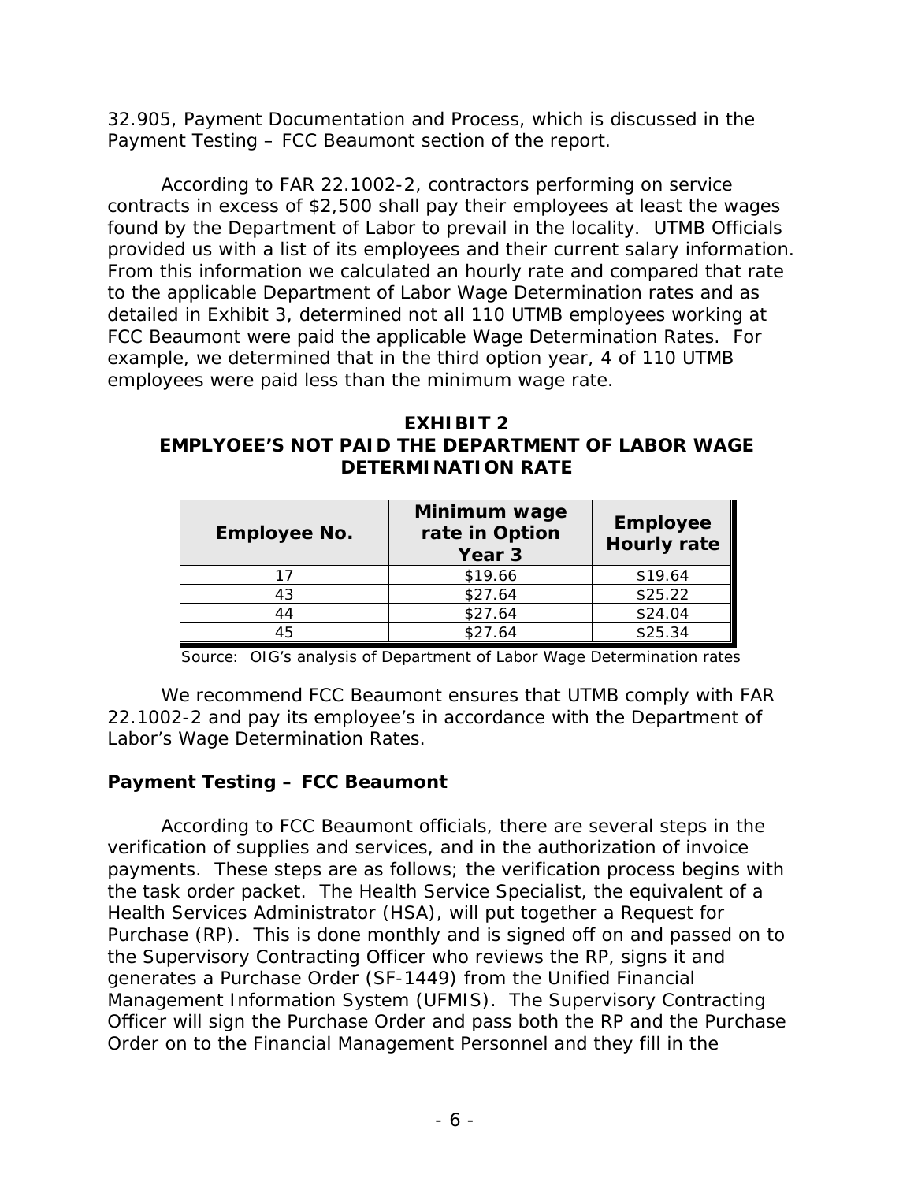32.905, Payment Documentation and Process, which is discussed in the Payment Testing – FCC Beaumont section of the report.

According to FAR 22.1002-2, contractors performing on service contracts in excess of $2,500 shall pay their employees at least the wages found by the Department of Labor to prevail in the locality. UTMB Officials provided us with a list of its employees and their current salary information. From this information we calculated an hourly rate and compared that rate to the applicable Department of Labor Wage Determination rates and as detailed in Exhibit 3, determined not all 110 UTMB employees working at FCC Beaumont were paid the applicable Wage Determination Rates. For example, we determined that in the third option year, 4 of 110 UTMB employees were paid less than the minimum wage rate.

**EXHIBIT 2**
**EMPLYOEE'S NOT PAID THE DEPARTMENT OF LABOR WAGE DETERMINATION RATE**

| Employee No. | Minimum wage rate in Option Year 3 | Employee Hourly rate |
|---|---|---|
| 17 | $19.66 | $19.64 |
| 43 | $27.64 | $25.22 |
| 44 | $27.64 | $24.04 |
| 45 | $27.64 | $25.34 |

Source: OIG's analysis of Department of Labor Wage Determination rates

We recommend FCC Beaumont ensures that UTMB comply with FAR 22.1002-2 and pay its employee's in accordance with the Department of Labor's Wage Determination Rates.

### Payment Testing – FCC Beaumont

According to FCC Beaumont officials, there are several steps in the verification of supplies and services, and in the authorization of invoice payments. These steps are as follows; the verification process begins with the task order packet. The Health Service Specialist, the equivalent of a Health Services Administrator (HSA), will put together a Request for Purchase (RP). This is done monthly and is signed off on and passed on to the Supervisory Contracting Officer who reviews the RP, signs it and generates a Purchase Order (SF-1449) from the Unified Financial Management Information System (UFMIS). The Supervisory Contracting Officer will sign the Purchase Order and pass both the RP and the Purchase Order on to the Financial Management Personnel and they fill in the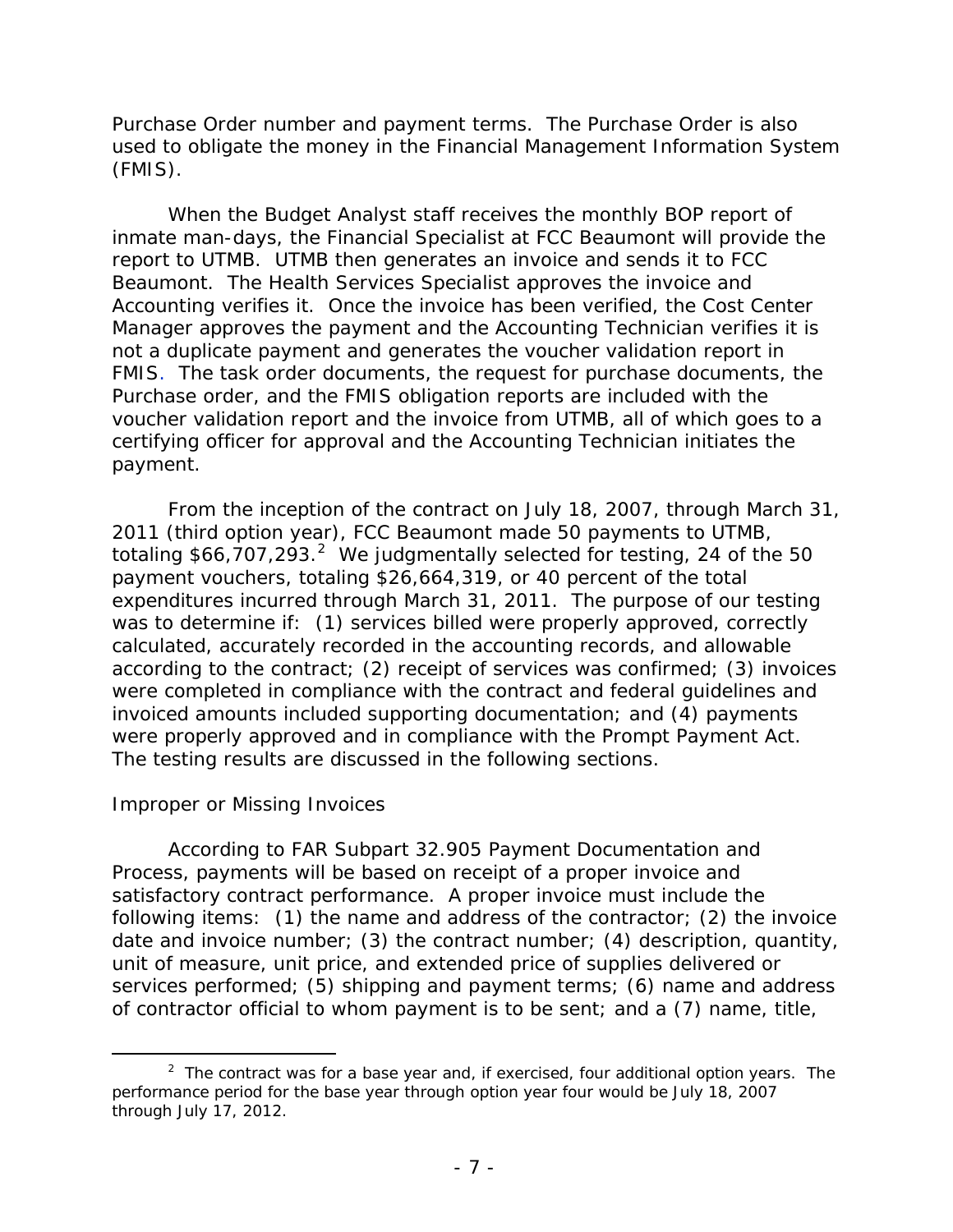Purchase Order number and payment terms. The Purchase Order is also used to obligate the money in the Financial Management Information System (FMIS).

When the Budget Analyst staff receives the monthly BOP report of inmate man-days, the Financial Specialist at FCC Beaumont will provide the report to UTMB. UTMB then generates an invoice and sends it to FCC Beaumont. The Health Services Specialist approves the invoice and Accounting verifies it. Once the invoice has been verified, the Cost Center Manager approves the payment and the Accounting Technician verifies it is not a duplicate payment and generates the voucher validation report in FMIS. The task order documents, the request for purchase documents, the Purchase order, and the FMIS obligation reports are included with the voucher validation report and the invoice from UTMB, all of which goes to a certifying officer for approval and the Accounting Technician initiates the payment.

From the inception of the contract on July 18, 2007, through March 31, 2011 (third option year), FCC Beaumont made 50 payments to UTMB, totaling $66,707,293.[2] We judgmentally selected for testing, 24 of the 50 payment vouchers, totaling $26,664,319, or 40 percent of the total expenditures incurred through March 31, 2011. The purpose of our testing was to determine if: (1) services billed were properly approved, correctly calculated, accurately recorded in the accounting records, and allowable according to the contract; (2) receipt of services was confirmed; (3) invoices were completed in compliance with the contract and federal guidelines and invoiced amounts included supporting documentation; and (4) payments were properly approved and in compliance with the Prompt Payment Act. The testing results are discussed in the following sections.

*Improper or Missing Invoices*

According to FAR Subpart 32.905 Payment Documentation and Process, payments will be based on receipt of a proper invoice and satisfactory contract performance. A proper invoice must include the following items: (1) the name and address of the contractor; (2) the invoice date and invoice number; (3) the contract number; (4) description, quantity, unit of measure, unit price, and extended price of supplies delivered or services performed; (5) shipping and payment terms; (6) name and address of contractor official to whom payment is to be sent; and a (7) name, title,

---

[2] The contract was for a base year and, if exercised, four additional option years. The performance period for the base year through option year four would be July 18, 2007 through July 17, 2012.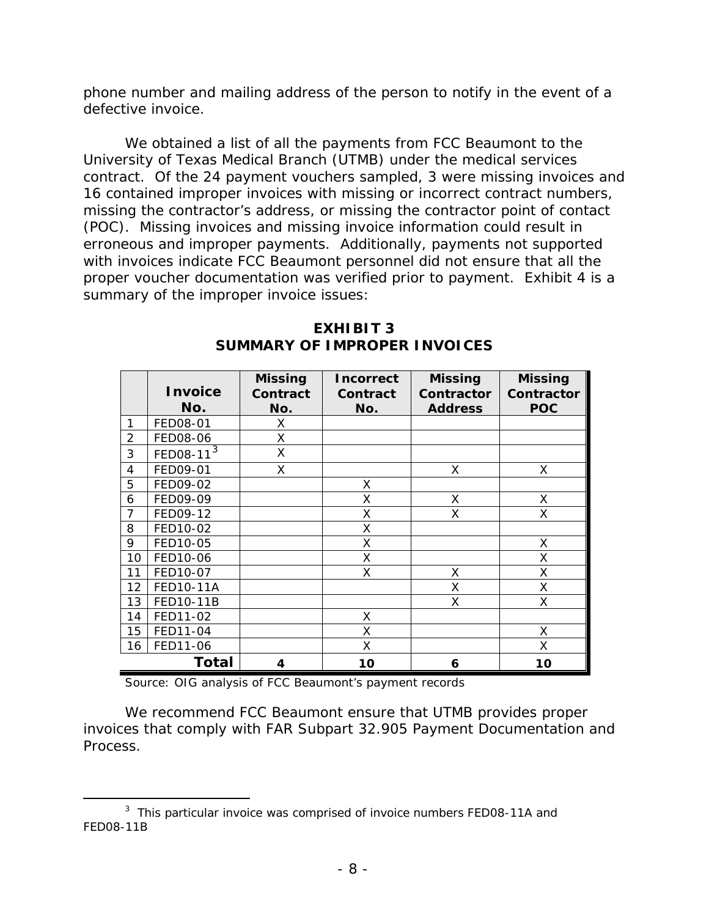phone number and mailing address of the person to notify in the event of a defective invoice.

We obtained a list of all the payments from FCC Beaumont to the University of Texas Medical Branch (UTMB) under the medical services contract. Of the 24 payment vouchers sampled, 3 were missing invoices and 16 contained improper invoices with missing or incorrect contract numbers, missing the contractor's address, or missing the contractor point of contact (POC). Missing invoices and missing invoice information could result in erroneous and improper payments. Additionally, payments not supported with invoices indicate FCC Beaumont personnel did not ensure that all the proper voucher documentation was verified prior to payment. Exhibit 4 is a summary of the improper invoice issues:

**EXHIBIT 3**
**SUMMARY OF IMPROPER INVOICES**

| | Invoice No. | Missing Contract No. | Incorrect Contract No. | Missing Contractor Address | Missing Contractor POC |
|---|---|---|---|---|---|
| 1 | FED08-01 | X | | | |
| 2 | FED08-06 | X | | | |
| 3 | FED08-11[3] | X | | | |
| 4 | FED09-01 | X | | X | X |
| 5 | FED09-02 | | X | | |
| 6 | FED09-09 | | X | X | X |
| 7 | FED09-12 | | X | X | X |
| 8 | FED10-02 | | X | | |
| 9 | FED10-05 | | X | | X |
| 10 | FED10-06 | | X | | X |
| 11 | FED10-07 | | X | X | X |
| 12 | FED10-11A | | | X | X |
| 13 | FED10-11B | | | X | X |
| 14 | FED11-02 | | X | | |
| 15 | FED11-04 | | X | | X |
| 16 | FED11-06 | | X | | X |
| | **Total** | **4** | **10** | **6** | **10** |

Source: OIG analysis of FCC Beaumont's payment records

We recommend FCC Beaumont ensure that UTMB provides proper invoices that comply with FAR Subpart 32.905 Payment Documentation and Process.

---

[3] This particular invoice was comprised of invoice numbers FED08-11A and FED08-11B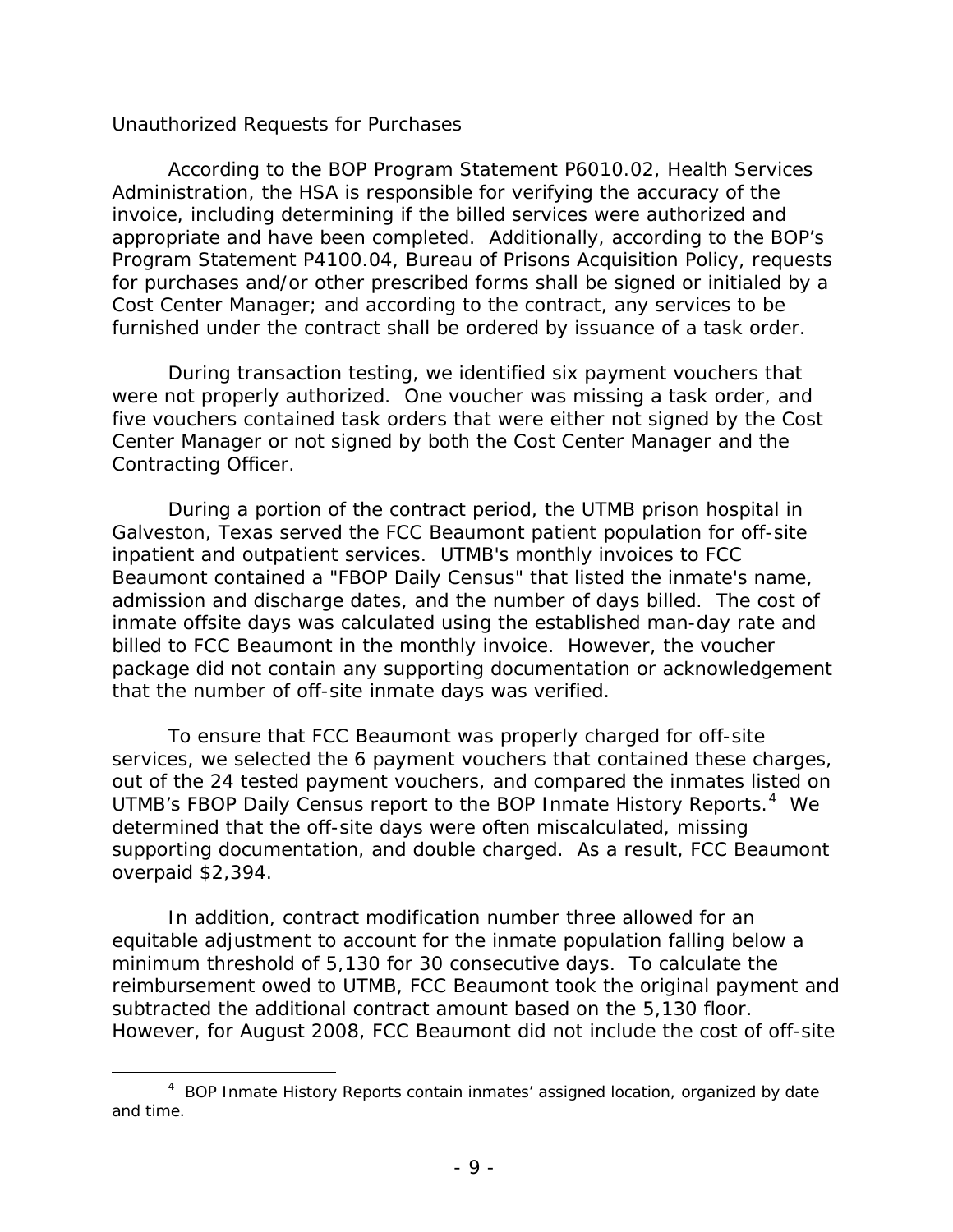Unauthorized Requests for Purchases

According to the BOP Program Statement P6010.02, Health Services Administration, the HSA is responsible for verifying the accuracy of the invoice, including determining if the billed services were authorized and appropriate and have been completed. Additionally, according to the BOP's Program Statement P4100.04, Bureau of Prisons Acquisition Policy, requests for purchases and/or other prescribed forms shall be signed or initialed by a Cost Center Manager; and according to the contract, any services to be furnished under the contract shall be ordered by issuance of a task order.

During transaction testing, we identified six payment vouchers that were not properly authorized. One voucher was missing a task order, and five vouchers contained task orders that were either not signed by the Cost Center Manager or not signed by both the Cost Center Manager and the Contracting Officer.

During a portion of the contract period, the UTMB prison hospital in Galveston, Texas served the FCC Beaumont patient population for off-site inpatient and outpatient services. UTMB's monthly invoices to FCC Beaumont contained a "FBOP Daily Census" that listed the inmate's name, admission and discharge dates, and the number of days billed. The cost of inmate offsite days was calculated using the established man-day rate and billed to FCC Beaumont in the monthly invoice. However, the voucher package did not contain any supporting documentation or acknowledgement that the number of off-site inmate days was verified.

To ensure that FCC Beaumont was properly charged for off-site services, we selected the 6 payment vouchers that contained these charges, out of the 24 tested payment vouchers, and compared the inmates listed on UTMB's FBOP Daily Census report to the BOP Inmate History Reports.[4] We determined that the off-site days were often miscalculated, missing supporting documentation, and double charged. As a result, FCC Beaumont overpaid $2,394.

In addition, contract modification number three allowed for an equitable adjustment to account for the inmate population falling below a minimum threshold of 5,130 for 30 consecutive days. To calculate the reimbursement owed to UTMB, FCC Beaumont took the original payment and subtracted the additional contract amount based on the 5,130 floor. However, for August 2008, FCC Beaumont did not include the cost of off-site

[4] BOP Inmate History Reports contain inmates' assigned location, organized by date and time.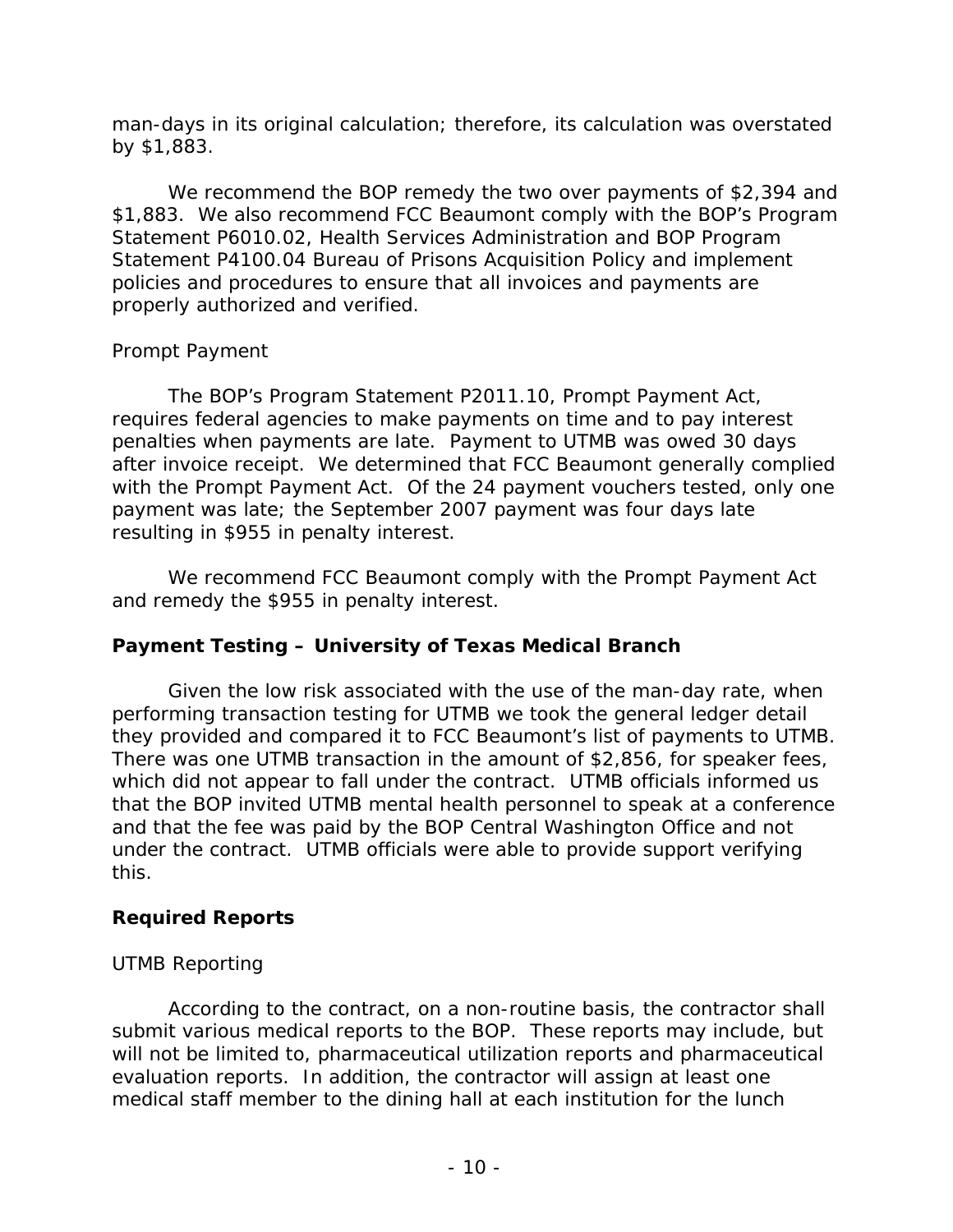man-days in its original calculation; therefore, its calculation was overstated by $1,883.

We recommend the BOP remedy the two over payments of $2,394 and $1,883. We also recommend FCC Beaumont comply with the BOP's Program Statement P6010.02, Health Services Administration and BOP Program Statement P4100.04 Bureau of Prisons Acquisition Policy and implement policies and procedures to ensure that all invoices and payments are properly authorized and verified.

*Prompt Payment*

The BOP's Program Statement P2011.10, Prompt Payment Act, requires federal agencies to make payments on time and to pay interest penalties when payments are late. Payment to UTMB was owed 30 days after invoice receipt. We determined that FCC Beaumont generally complied with the Prompt Payment Act. Of the 24 payment vouchers tested, only one payment was late; the September 2007 payment was four days late resulting in $955 in penalty interest.

We recommend FCC Beaumont comply with the Prompt Payment Act and remedy the $955 in penalty interest.

## Payment Testing – University of Texas Medical Branch

Given the low risk associated with the use of the man-day rate, when performing transaction testing for UTMB we took the general ledger detail they provided and compared it to FCC Beaumont's list of payments to UTMB. There was one UTMB transaction in the amount of $2,856, for speaker fees, which did not appear to fall under the contract. UTMB officials informed us that the BOP invited UTMB mental health personnel to speak at a conference and that the fee was paid by the BOP Central Washington Office and not under the contract. UTMB officials were able to provide support verifying this.

## Required Reports

*UTMB Reporting*

According to the contract, on a non-routine basis, the contractor shall submit various medical reports to the BOP. These reports may include, but will not be limited to, pharmaceutical utilization reports and pharmaceutical evaluation reports. In addition, the contractor will assign at least one medical staff member to the dining hall at each institution for the lunch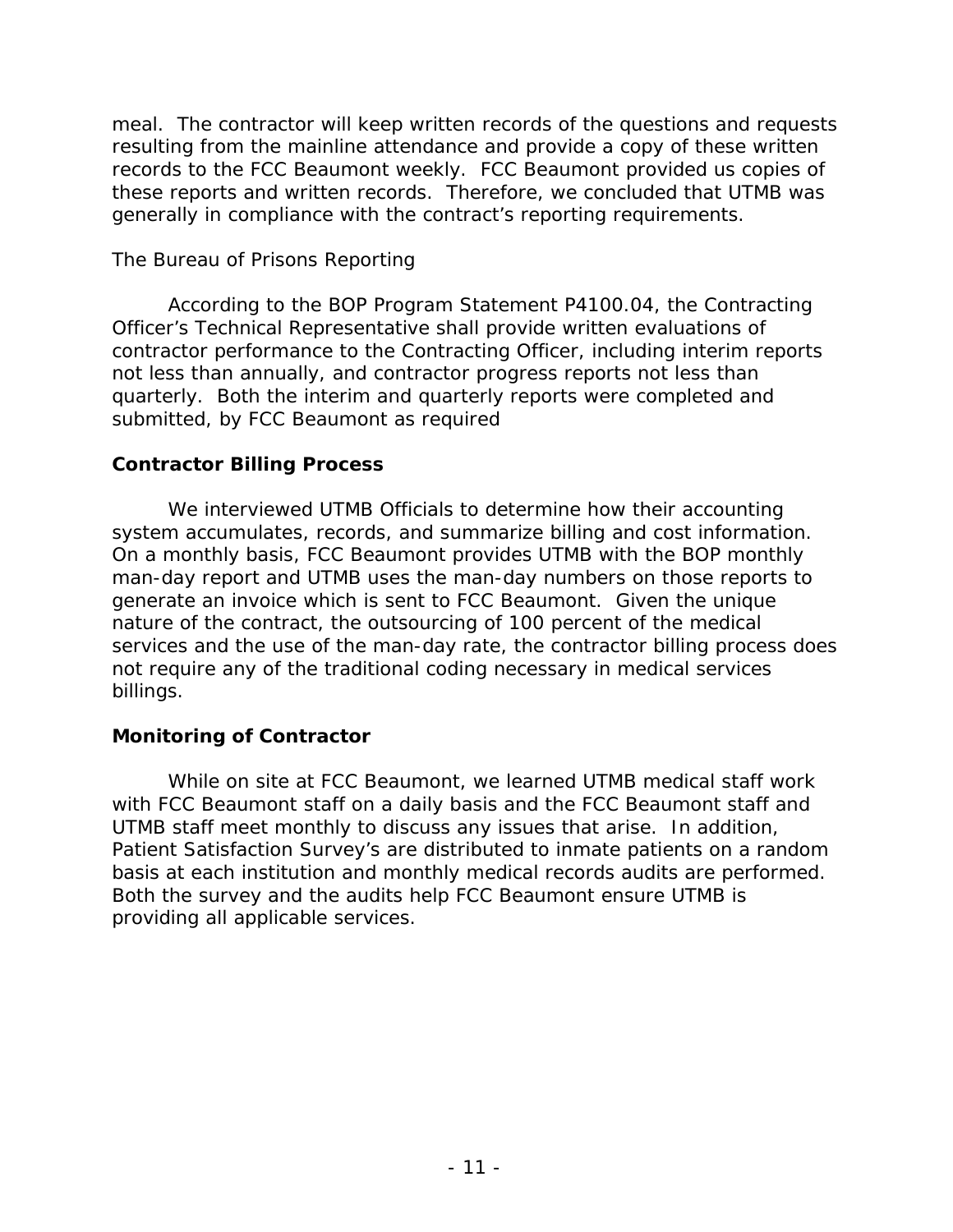meal. The contractor will keep written records of the questions and requests resulting from the mainline attendance and provide a copy of these written records to the FCC Beaumont weekly. FCC Beaumont provided us copies of these reports and written records. Therefore, we concluded that UTMB was generally in compliance with the contract's reporting requirements.

The Bureau of Prisons Reporting

According to the BOP Program Statement P4100.04, the Contracting Officer's Technical Representative shall provide written evaluations of contractor performance to the Contracting Officer, including interim reports not less than annually, and contractor progress reports not less than quarterly. Both the interim and quarterly reports were completed and submitted, by FCC Beaumont as required

**Contractor Billing Process**

We interviewed UTMB Officials to determine how their accounting system accumulates, records, and summarize billing and cost information. On a monthly basis, FCC Beaumont provides UTMB with the BOP monthly man-day report and UTMB uses the man-day numbers on those reports to generate an invoice which is sent to FCC Beaumont. Given the unique nature of the contract, the outsourcing of 100 percent of the medical services and the use of the man-day rate, the contractor billing process does not require any of the traditional coding necessary in medical services billings.

**Monitoring of Contractor**

While on site at FCC Beaumont, we learned UTMB medical staff work with FCC Beaumont staff on a daily basis and the FCC Beaumont staff and UTMB staff meet monthly to discuss any issues that arise. In addition, Patient Satisfaction Survey's are distributed to inmate patients on a random basis at each institution and monthly medical records audits are performed. Both the survey and the audits help FCC Beaumont ensure UTMB is providing all applicable services.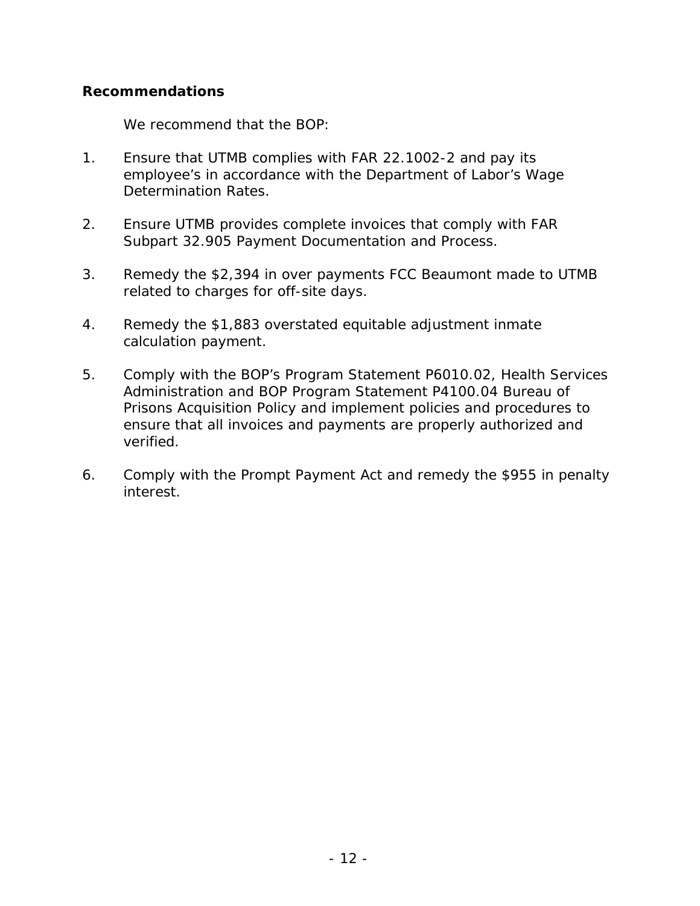**Recommendations**

We recommend that the BOP:

1. Ensure that UTMB complies with FAR 22.1002-2 and pay its employee's in accordance with the Department of Labor's Wage Determination Rates.

2. Ensure UTMB provides complete invoices that comply with FAR Subpart 32.905 Payment Documentation and Process.

3. Remedy the $2,394 in over payments FCC Beaumont made to UTMB related to charges for off-site days.

4. Remedy the $1,883 overstated equitable adjustment inmate calculation payment.

5. Comply with the BOP's Program Statement P6010.02, Health Services Administration and BOP Program Statement P4100.04 Bureau of Prisons Acquisition Policy and implement policies and procedures to ensure that all invoices and payments are properly authorized and verified.

6. Comply with the Prompt Payment Act and remedy the $955 in penalty interest.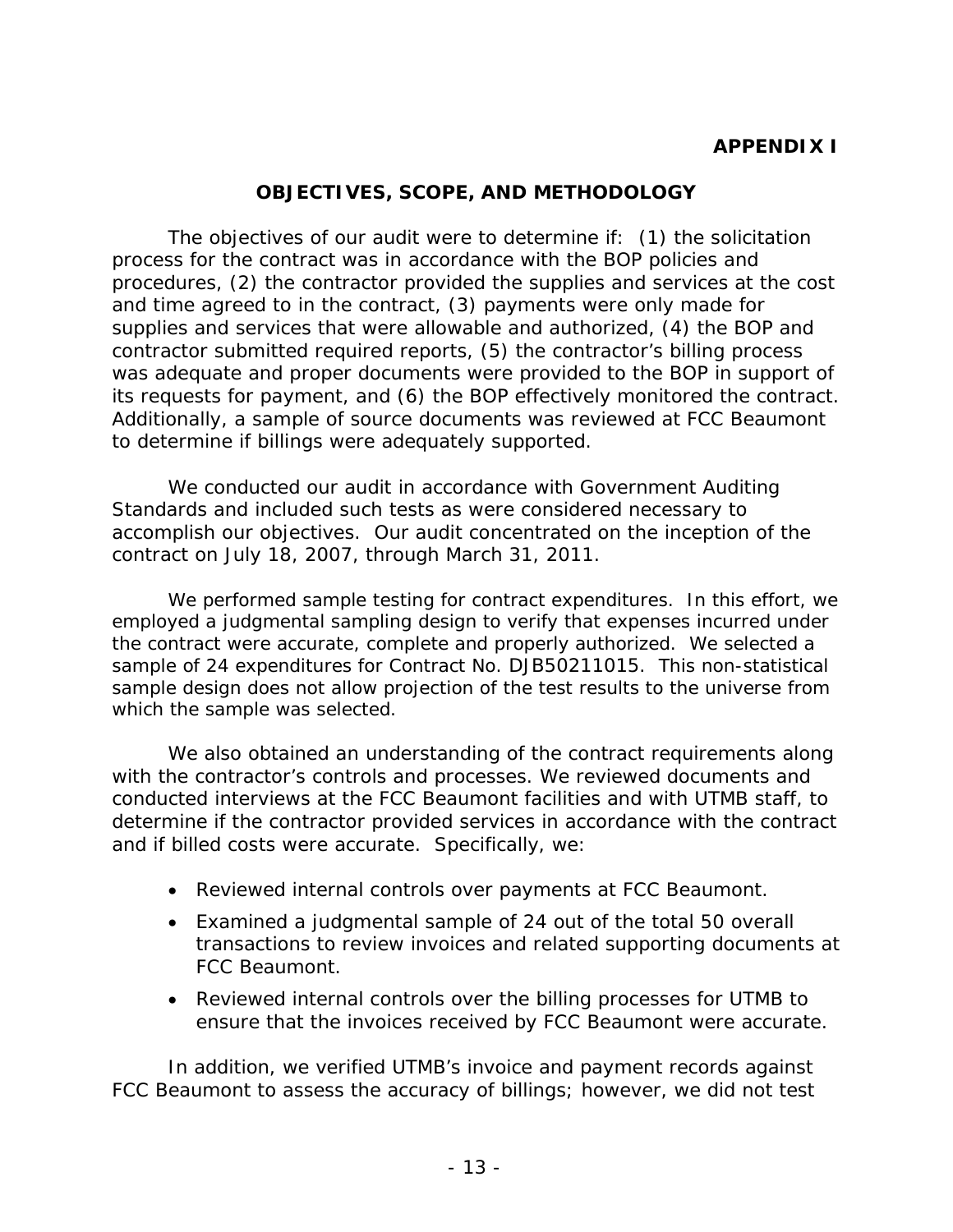**APPENDIX I**

## OBJECTIVES, SCOPE, AND METHODOLOGY

The objectives of our audit were to determine if: (1) the solicitation process for the contract was in accordance with the BOP policies and procedures, (2) the contractor provided the supplies and services at the cost and time agreed to in the contract, (3) payments were only made for supplies and services that were allowable and authorized, (4) the BOP and contractor submitted required reports, (5) the contractor's billing process was adequate and proper documents were provided to the BOP in support of its requests for payment, and (6) the BOP effectively monitored the contract. Additionally, a sample of source documents was reviewed at FCC Beaumont to determine if billings were adequately supported.

We conducted our audit in accordance with Government Auditing Standards and included such tests as were considered necessary to accomplish our objectives. Our audit concentrated on the inception of the contract on July 18, 2007, through March 31, 2011.

We performed sample testing for contract expenditures. In this effort, we employed a judgmental sampling design to verify that expenses incurred under the contract were accurate, complete and properly authorized. We selected a sample of 24 expenditures for Contract No. DJB50211015. This non-statistical sample design does not allow projection of the test results to the universe from which the sample was selected.

We also obtained an understanding of the contract requirements along with the contractor's controls and processes. We reviewed documents and conducted interviews at the FCC Beaumont facilities and with UTMB staff, to determine if the contractor provided services in accordance with the contract and if billed costs were accurate. Specifically, we:

- Reviewed internal controls over payments at FCC Beaumont.
- Examined a judgmental sample of 24 out of the total 50 overall transactions to review invoices and related supporting documents at FCC Beaumont.
- Reviewed internal controls over the billing processes for UTMB to ensure that the invoices received by FCC Beaumont were accurate.

In addition, we verified UTMB's invoice and payment records against FCC Beaumont to assess the accuracy of billings; however, we did not test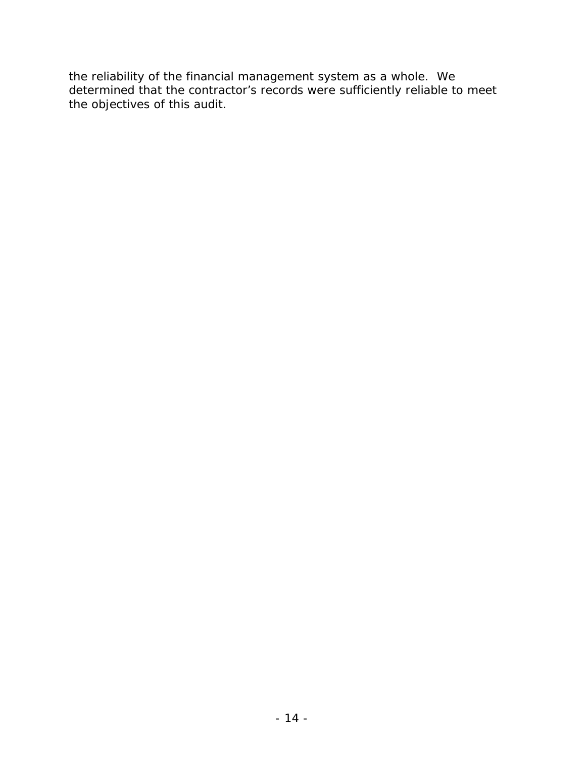the reliability of the financial management system as a whole. We determined that the contractor's records were sufficiently reliable to meet the objectives of this audit.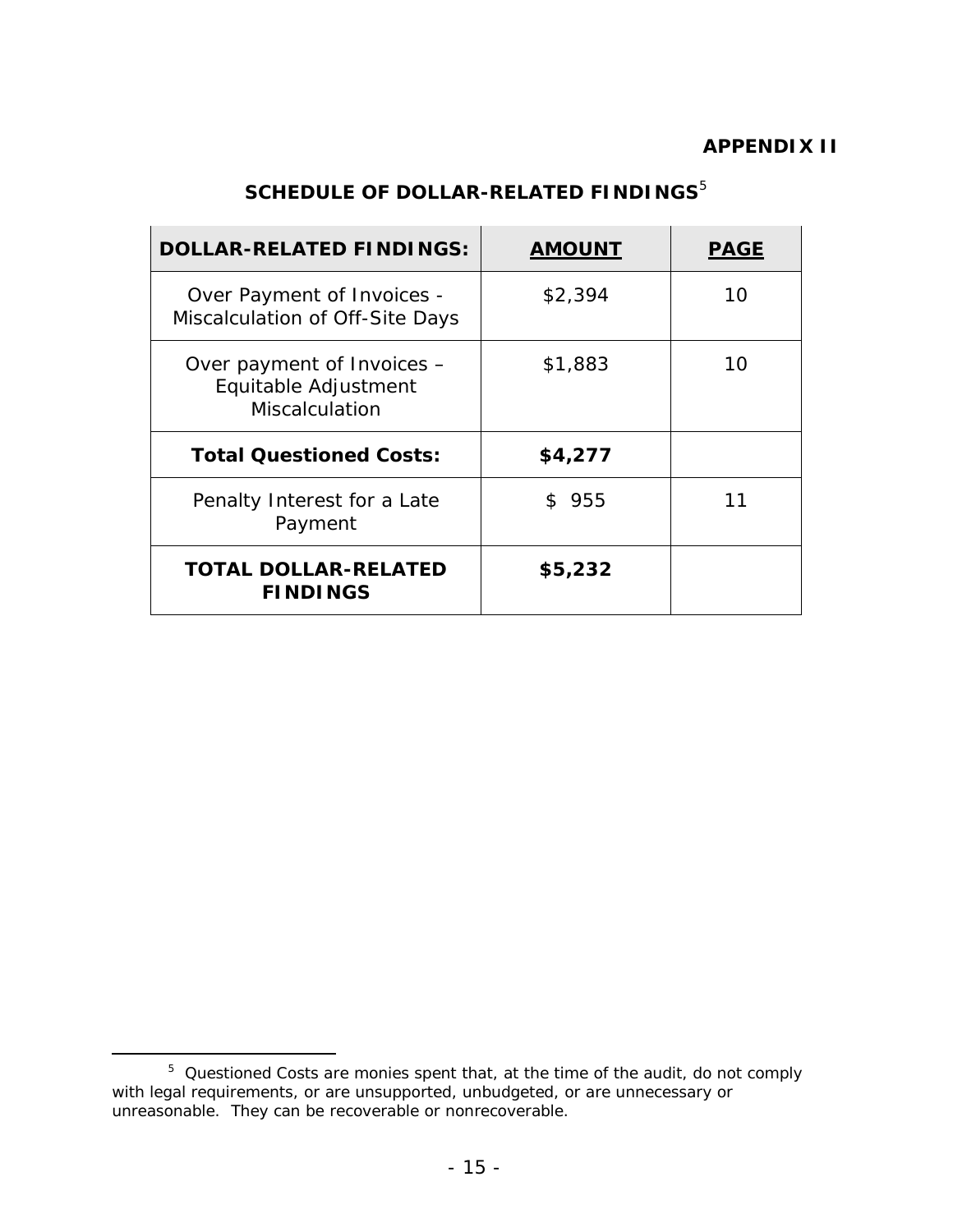**APPENDIX II**

## SCHEDULE OF DOLLAR-RELATED FINDINGS[5]

| DOLLAR-RELATED FINDINGS: | AMOUNT | PAGE |
|---|---|---|
| Over Payment of Invoices - Miscalculation of Off-Site Days | $2,394 | 10 |
| Over payment of Invoices – Equitable Adjustment Miscalculation | $1,883 | 10 |
| **Total Questioned Costs:** | **$4,277** | |
| Penalty Interest for a Late Payment | $ 955 | 11 |
| **TOTAL DOLLAR-RELATED FINDINGS** | **$5,232** | |

[5] Questioned Costs are monies spent that, at the time of the audit, do not comply with legal requirements, or are unsupported, unbudgeted, or are unnecessary or unreasonable. They can be recoverable or nonrecoverable.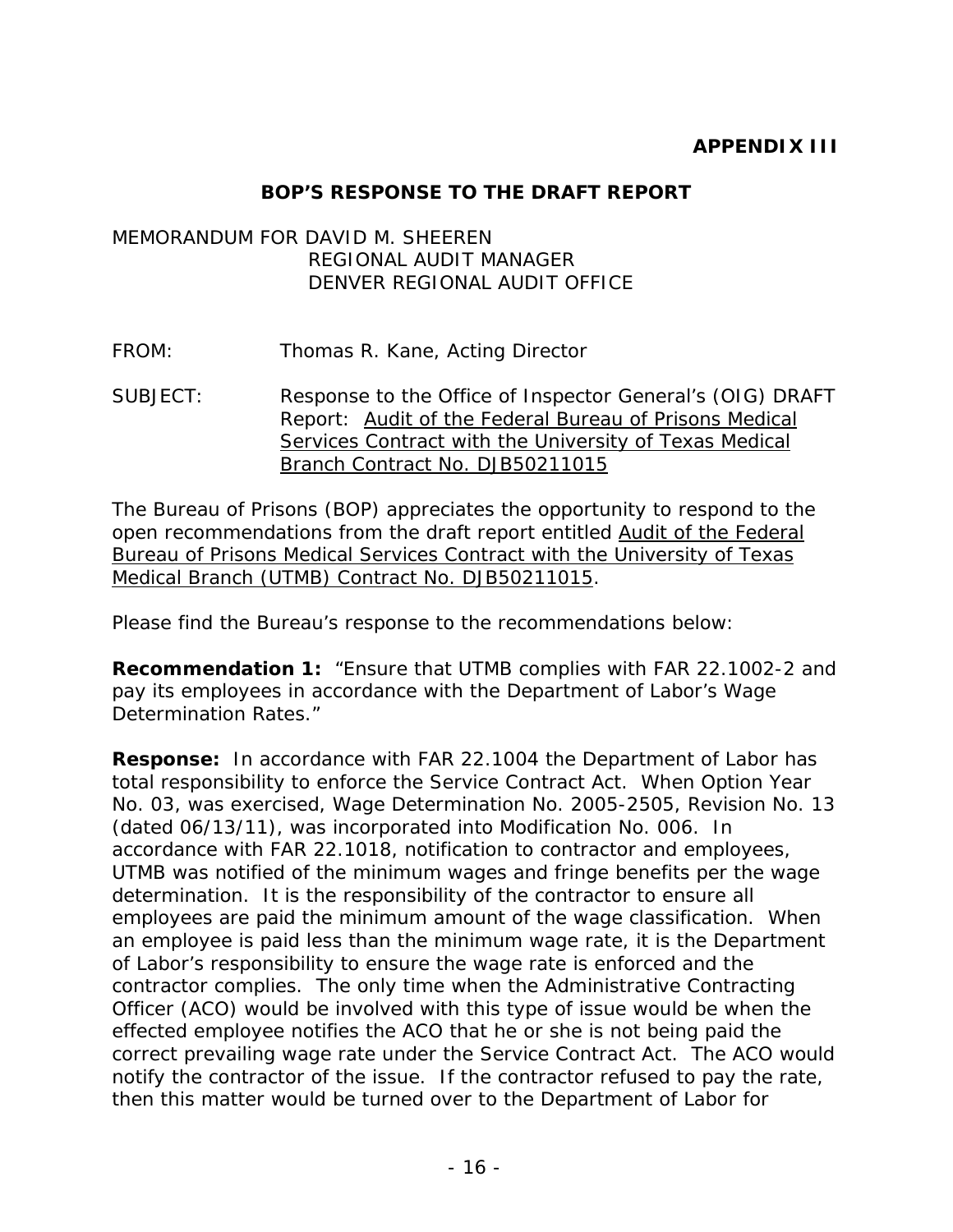**APPENDIX III**

## BOP'S RESPONSE TO THE DRAFT REPORT

MEMORANDUM FOR DAVID M. SHEEREN
REGIONAL AUDIT MANAGER
DENVER REGIONAL AUDIT OFFICE

FROM: Thomas R. Kane, Acting Director

SUBJECT: Response to the Office of Inspector General's (OIG) DRAFT Report: Audit of the Federal Bureau of Prisons Medical Services Contract with the University of Texas Medical Branch Contract No. DJB50211015

The Bureau of Prisons (BOP) appreciates the opportunity to respond to the open recommendations from the draft report entitled Audit of the Federal Bureau of Prisons Medical Services Contract with the University of Texas Medical Branch (UTMB) Contract No. DJB50211015.

Please find the Bureau's response to the recommendations below:

**Recommendation 1:** "Ensure that UTMB complies with FAR 22.1002-2 and pay its employees in accordance with the Department of Labor's Wage Determination Rates."

**Response:** In accordance with FAR 22.1004 the Department of Labor has total responsibility to enforce the Service Contract Act. When Option Year No. 03, was exercised, Wage Determination No. 2005-2505, Revision No. 13 (dated 06/13/11), was incorporated into Modification No. 006. In accordance with FAR 22.1018, notification to contractor and employees, UTMB was notified of the minimum wages and fringe benefits per the wage determination. It is the responsibility of the contractor to ensure all employees are paid the minimum amount of the wage classification. When an employee is paid less than the minimum wage rate, it is the Department of Labor's responsibility to ensure the wage rate is enforced and the contractor complies. The only time when the Administrative Contracting Officer (ACO) would be involved with this type of issue would be when the effected employee notifies the ACO that he or she is not being paid the correct prevailing wage rate under the Service Contract Act. The ACO would notify the contractor of the issue. If the contractor refused to pay the rate, then this matter would be turned over to the Department of Labor for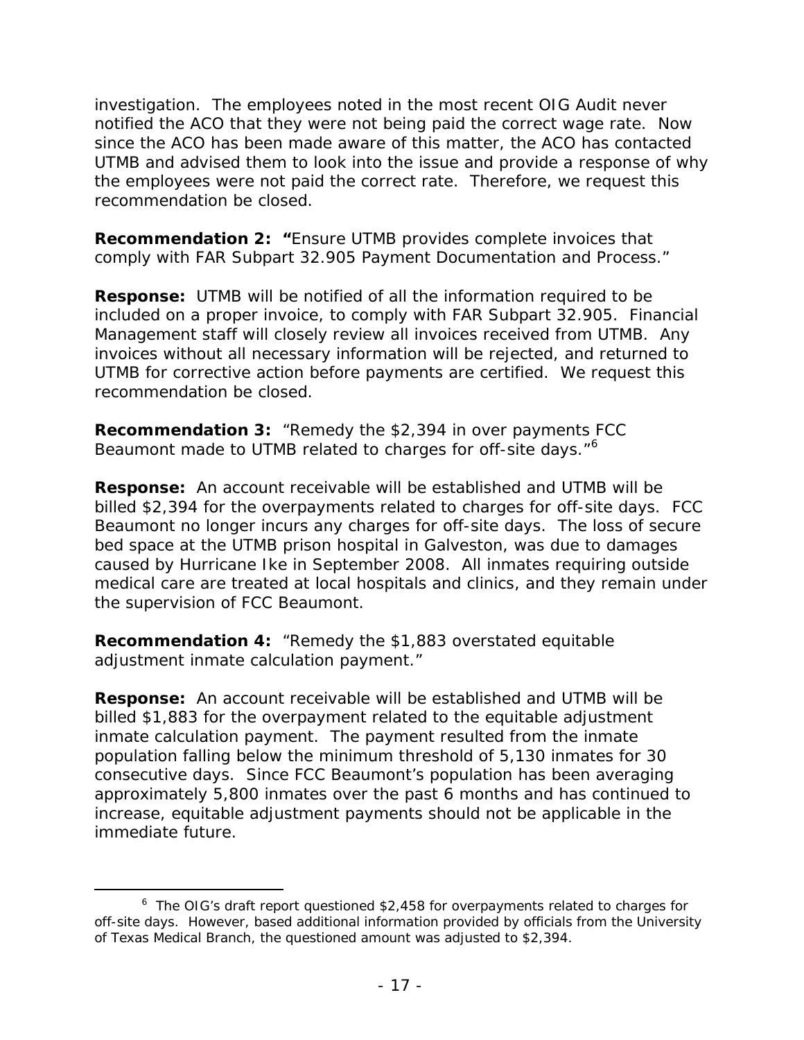investigation. The employees noted in the most recent OIG Audit never notified the ACO that they were not being paid the correct wage rate. Now since the ACO has been made aware of this matter, the ACO has contacted UTMB and advised them to look into the issue and provide a response of why the employees were not paid the correct rate. Therefore, we request this recommendation be closed.

**Recommendation 2: "**Ensure UTMB provides complete invoices that comply with FAR Subpart 32.905 Payment Documentation and Process."

**Response:** UTMB will be notified of all the information required to be included on a proper invoice, to comply with FAR Subpart 32.905. Financial Management staff will closely review all invoices received from UTMB. Any invoices without all necessary information will be rejected, and returned to UTMB for corrective action before payments are certified. We request this recommendation be closed.

**Recommendation 3:** "Remedy the $2,394 in over payments FCC Beaumont made to UTMB related to charges for off-site days."[6]

**Response:** An account receivable will be established and UTMB will be billed $2,394 for the overpayments related to charges for off-site days. FCC Beaumont no longer incurs any charges for off-site days. The loss of secure bed space at the UTMB prison hospital in Galveston, was due to damages caused by Hurricane Ike in September 2008. All inmates requiring outside medical care are treated at local hospitals and clinics, and they remain under the supervision of FCC Beaumont.

**Recommendation 4:** "Remedy the $1,883 overstated equitable adjustment inmate calculation payment."

**Response:** An account receivable will be established and UTMB will be billed $1,883 for the overpayment related to the equitable adjustment inmate calculation payment. The payment resulted from the inmate population falling below the minimum threshold of 5,130 inmates for 30 consecutive days. Since FCC Beaumont's population has been averaging approximately 5,800 inmates over the past 6 months and has continued to increase, equitable adjustment payments should not be applicable in the immediate future.

---

[6] The OIG's draft report questioned $2,458 for overpayments related to charges for off-site days. However, based additional information provided by officials from the University of Texas Medical Branch, the questioned amount was adjusted to $2,394.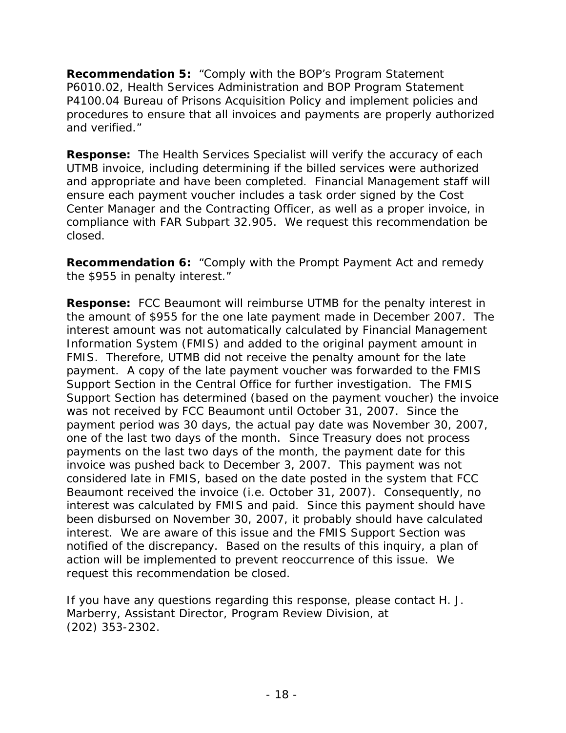**Recommendation 5:** “Comply with the BOP’s Program Statement P6010.02, Health Services Administration and BOP Program Statement P4100.04 Bureau of Prisons Acquisition Policy and implement policies and procedures to ensure that all invoices and payments are properly authorized and verified.”

**Response:** The Health Services Specialist will verify the accuracy of each UTMB invoice, including determining if the billed services were authorized and appropriate and have been completed. Financial Management staff will ensure each payment voucher includes a task order signed by the Cost Center Manager and the Contracting Officer, as well as a proper invoice, in compliance with FAR Subpart 32.905. We request this recommendation be closed.

**Recommendation 6:** “Comply with the Prompt Payment Act and remedy the $955 in penalty interest.”

**Response:** FCC Beaumont will reimburse UTMB for the penalty interest in the amount of $955 for the one late payment made in December 2007. The interest amount was not automatically calculated by Financial Management Information System (FMIS) and added to the original payment amount in FMIS. Therefore, UTMB did not receive the penalty amount for the late payment. A copy of the late payment voucher was forwarded to the FMIS Support Section in the Central Office for further investigation. The FMIS Support Section has determined (based on the payment voucher) the invoice was not received by FCC Beaumont until October 31, 2007. Since the payment period was 30 days, the actual pay date was November 30, 2007, one of the last two days of the month. Since Treasury does not process payments on the last two days of the month, the payment date for this invoice was pushed back to December 3, 2007. This payment was not considered late in FMIS, based on the date posted in the system that FCC Beaumont received the invoice (i.e. October 31, 2007). Consequently, no interest was calculated by FMIS and paid. Since this payment should have been disbursed on November 30, 2007, it probably should have calculated interest. We are aware of this issue and the FMIS Support Section was notified of the discrepancy. Based on the results of this inquiry, a plan of action will be implemented to prevent reoccurrence of this issue. We request this recommendation be closed.

If you have any questions regarding this response, please contact H. J. Marberry, Assistant Director, Program Review Division, at (202) 353-2302.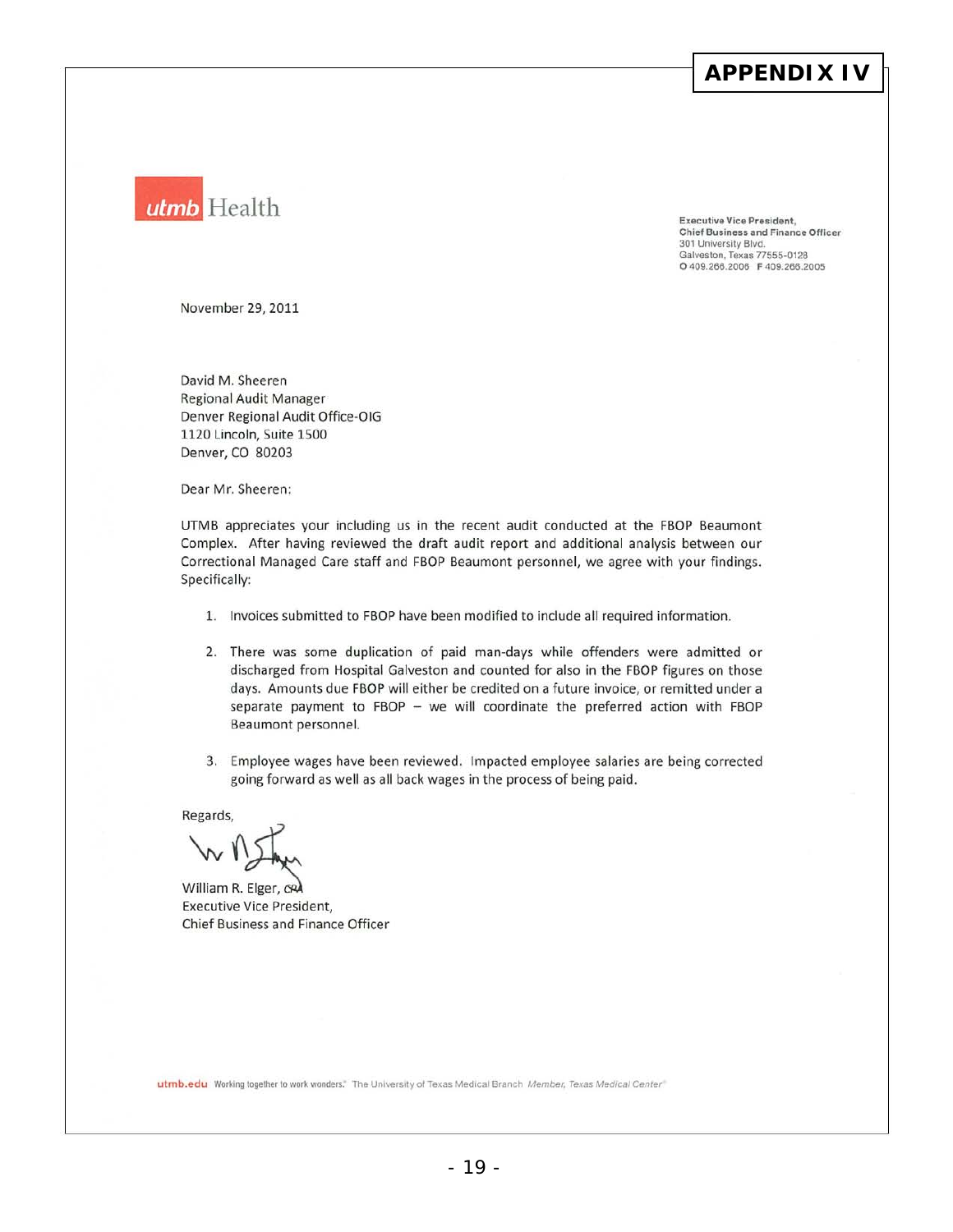# APPENDIX IV

utmb Health

Executive Vice President,
Chief Business and Finance Officer
301 University Blvd.
Galveston, Texas 77555-0128
O 409.266.2006 F 409.266.2005

November 29, 2011

David M. Sheeren
Regional Audit Manager
Denver Regional Audit Office-OIG
1120 Lincoln, Suite 1500
Denver, CO 80203

Dear Mr. Sheeren:

UTMB appreciates your including us in the recent audit conducted at the FBOP Beaumont Complex. After having reviewed the draft audit report and additional analysis between our Correctional Managed Care staff and FBOP Beaumont personnel, we agree with your findings. Specifically:

1. Invoices submitted to FBOP have been modified to include all required information.
2. There was some duplication of paid man-days while offenders were admitted or discharged from Hospital Galveston and counted for also in the FBOP figures on those days. Amounts due FBOP will either be credited on a future invoice, or remitted under a separate payment to FBOP – we will coordinate the preferred action with FBOP Beaumont personnel.
3. Employee wages have been reviewed. Impacted employee salaries are being corrected going forward as well as all back wages in the process of being paid.

Regards,

William R. Elger, CPA
Executive Vice President,
Chief Business and Finance Officer

utmb.edu Working together to work wonders.® The University of Texas Medical Branch *Member, Texas Medical Center®*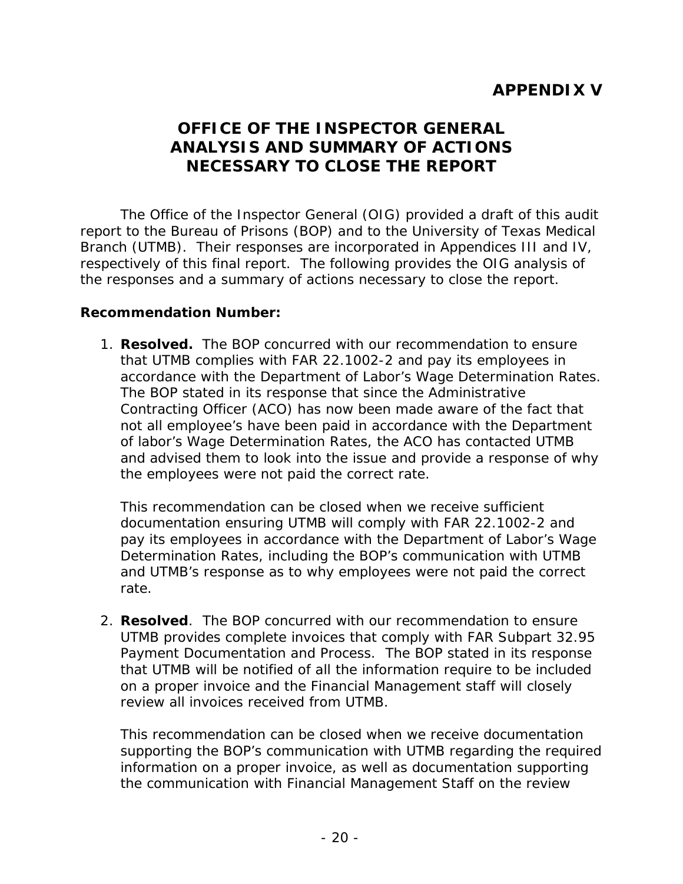## APPENDIX V

# OFFICE OF THE INSPECTOR GENERAL ANALYSIS AND SUMMARY OF ACTIONS NECESSARY TO CLOSE THE REPORT

The Office of the Inspector General (OIG) provided a draft of this audit report to the Bureau of Prisons (BOP) and to the University of Texas Medical Branch (UTMB). Their responses are incorporated in Appendices III and IV, respectively of this final report. The following provides the OIG analysis of the responses and a summary of actions necessary to close the report.

**Recommendation Number:**

1. **Resolved.** The BOP concurred with our recommendation to ensure that UTMB complies with FAR 22.1002-2 and pay its employees in accordance with the Department of Labor's Wage Determination Rates. The BOP stated in its response that since the Administrative Contracting Officer (ACO) has now been made aware of the fact that not all employee's have been paid in accordance with the Department of labor's Wage Determination Rates, the ACO has contacted UTMB and advised them to look into the issue and provide a response of why the employees were not paid the correct rate.

   This recommendation can be closed when we receive sufficient documentation ensuring UTMB will comply with FAR 22.1002-2 and pay its employees in accordance with the Department of Labor's Wage Determination Rates, including the BOP's communication with UTMB and UTMB's response as to why employees were not paid the correct rate.

2. **Resolved**. The BOP concurred with our recommendation to ensure UTMB provides complete invoices that comply with FAR Subpart 32.95 Payment Documentation and Process. The BOP stated in its response that UTMB will be notified of all the information require to be included on a proper invoice and the Financial Management staff will closely review all invoices received from UTMB.

   This recommendation can be closed when we receive documentation supporting the BOP's communication with UTMB regarding the required information on a proper invoice, as well as documentation supporting the communication with Financial Management Staff on the review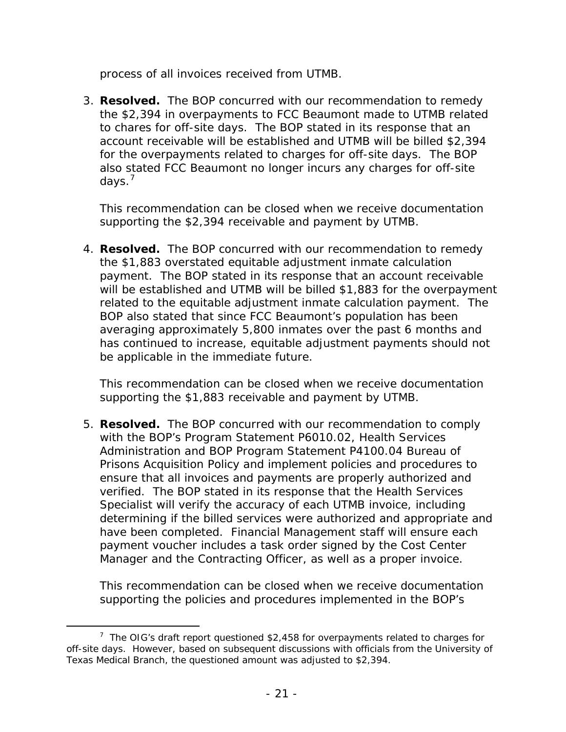process of all invoices received from UTMB.

3. **Resolved.** The BOP concurred with our recommendation to remedy the $2,394 in overpayments to FCC Beaumont made to UTMB related to chares for off-site days. The BOP stated in its response that an account receivable will be established and UTMB will be billed $2,394 for the overpayments related to charges for off-site days. The BOP also stated FCC Beaumont no longer incurs any charges for off-site days.[7]

   This recommendation can be closed when we receive documentation supporting the $2,394 receivable and payment by UTMB.

4. **Resolved.** The BOP concurred with our recommendation to remedy the $1,883 overstated equitable adjustment inmate calculation payment. The BOP stated in its response that an account receivable will be established and UTMB will be billed $1,883 for the overpayment related to the equitable adjustment inmate calculation payment. The BOP also stated that since FCC Beaumont's population has been averaging approximately 5,800 inmates over the past 6 months and has continued to increase, equitable adjustment payments should not be applicable in the immediate future.

   This recommendation can be closed when we receive documentation supporting the $1,883 receivable and payment by UTMB.

5. **Resolved.** The BOP concurred with our recommendation to comply with the BOP's Program Statement P6010.02, Health Services Administration and BOP Program Statement P4100.04 Bureau of Prisons Acquisition Policy and implement policies and procedures to ensure that all invoices and payments are properly authorized and verified. The BOP stated in its response that the Health Services Specialist will verify the accuracy of each UTMB invoice, including determining if the billed services were authorized and appropriate and have been completed. Financial Management staff will ensure each payment voucher includes a task order signed by the Cost Center Manager and the Contracting Officer, as well as a proper invoice.

   This recommendation can be closed when we receive documentation supporting the policies and procedures implemented in the BOP's

---

[7] The OIG's draft report questioned $2,458 for overpayments related to charges for off-site days. However, based on subsequent discussions with officials from the University of Texas Medical Branch, the questioned amount was adjusted to $2,394.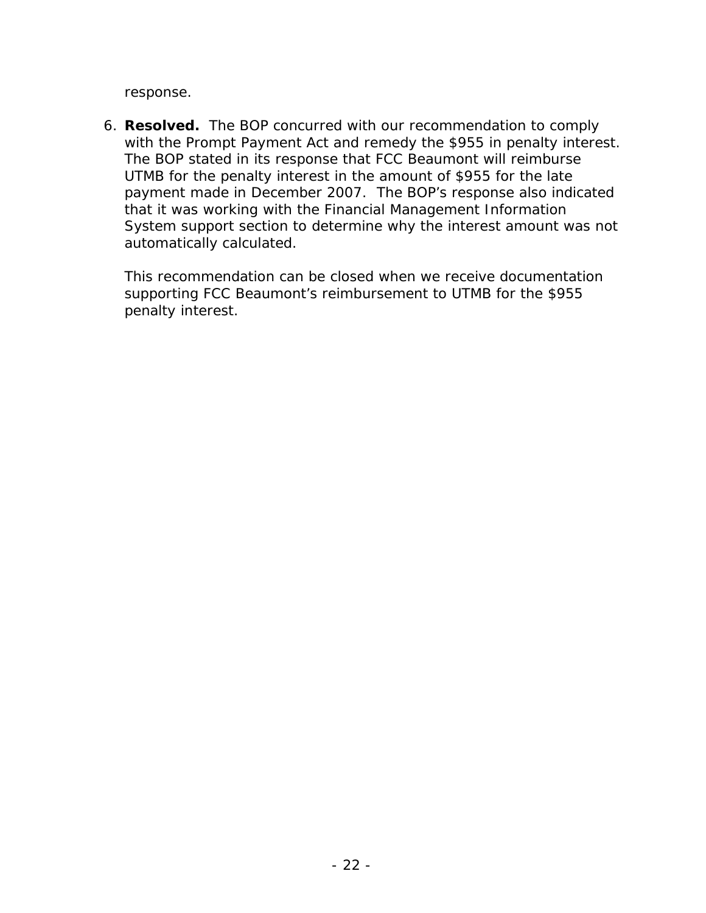response.

6. **Resolved.** The BOP concurred with our recommendation to comply with the Prompt Payment Act and remedy the $955 in penalty interest. The BOP stated in its response that FCC Beaumont will reimburse UTMB for the penalty interest in the amount of $955 for the late payment made in December 2007. The BOP's response also indicated that it was working with the Financial Management Information System support section to determine why the interest amount was not automatically calculated.

   This recommendation can be closed when we receive documentation supporting FCC Beaumont's reimbursement to UTMB for the $955 penalty interest.